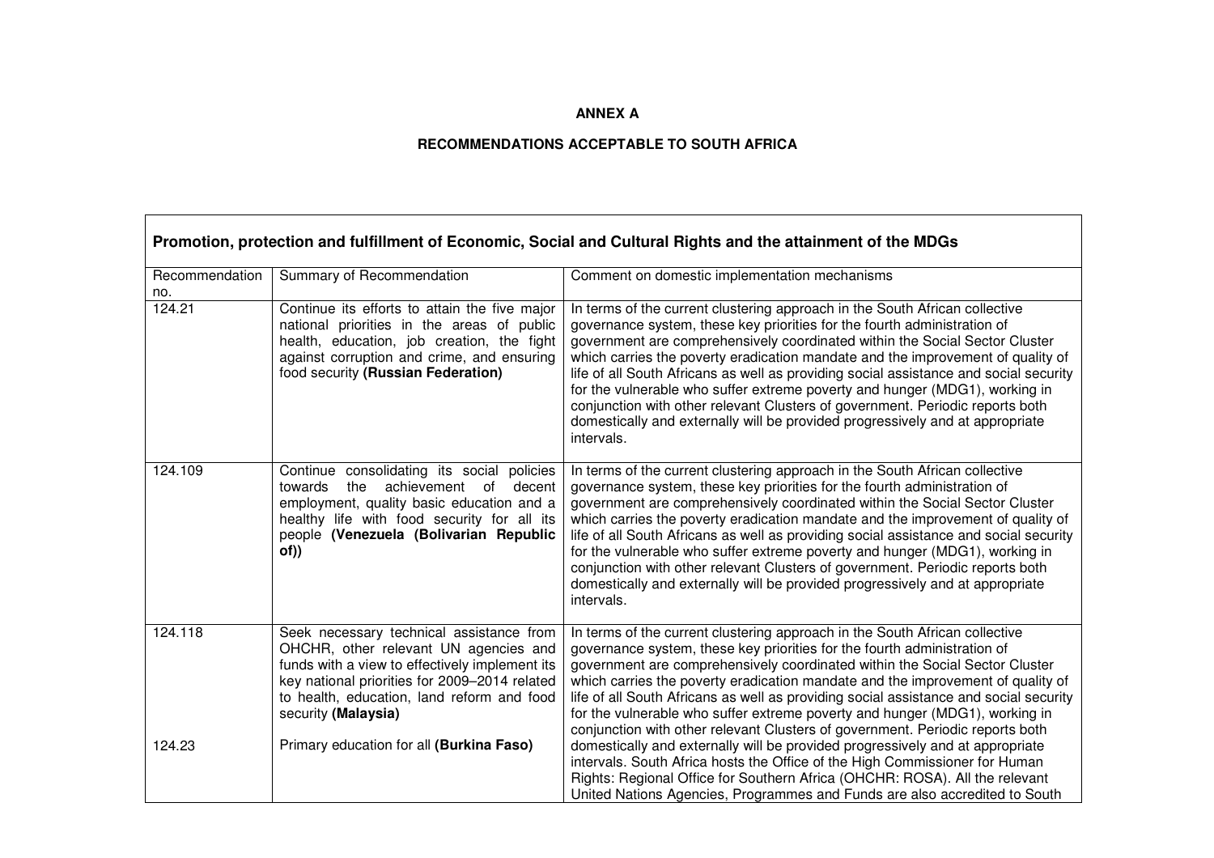**ANNEX A**

**RECOMMENDATIONS ACCEPTABLE TO SOUTH AFRICA**

| **Promotion, protection and fulfillment of Economic, Social and Cultural Rights and the attainment of the MDGs** | | |
|---|---|---|
| Recommendation no. | Summary of Recommendation | Comment on domestic implementation mechanisms |
| 124.21 | Continue its efforts to attain the five major national priorities in the areas of public health, education, job creation, the fight against corruption and crime, and ensuring food security **(Russian Federation)** | In terms of the current clustering approach in the South African collective governance system, these key priorities for the fourth administration of government are comprehensively coordinated within the Social Sector Cluster which carries the poverty eradication mandate and the improvement of quality of life of all South Africans as well as providing social assistance and social security for the vulnerable who suffer extreme poverty and hunger (MDG1), working in conjunction with other relevant Clusters of government. Periodic reports both domestically and externally will be provided progressively and at appropriate intervals. |
| 124.109 | Continue consolidating its social policies towards the achievement of decent employment, quality basic education and a healthy life with food security for all its people **(Venezuela (Bolivarian Republic of))** | In terms of the current clustering approach in the South African collective governance system, these key priorities for the fourth administration of government are comprehensively coordinated within the Social Sector Cluster which carries the poverty eradication mandate and the improvement of quality of life of all South Africans as well as providing social assistance and social security for the vulnerable who suffer extreme poverty and hunger (MDG1), working in conjunction with other relevant Clusters of government. Periodic reports both domestically and externally will be provided progressively and at appropriate intervals. |
| 124.118<br><br>124.23 | Seek necessary technical assistance from OHCHR, other relevant UN agencies and funds with a view to effectively implement its key national priorities for 2009–2014 related to health, education, land reform and food security **(Malaysia)**<br><br>Primary education for all **(Burkina Faso)** | In terms of the current clustering approach in the South African collective governance system, these key priorities for the fourth administration of government are comprehensively coordinated within the Social Sector Cluster which carries the poverty eradication mandate and the improvement of quality of life of all South Africans as well as providing social assistance and social security for the vulnerable who suffer extreme poverty and hunger (MDG1), working in conjunction with other relevant Clusters of government. Periodic reports both domestically and externally will be provided progressively and at appropriate intervals. South Africa hosts the Office of the High Commissioner for Human Rights: Regional Office for Southern Africa (OHCHR: ROSA). All the relevant United Nations Agencies, Programmes and Funds are also accredited to South |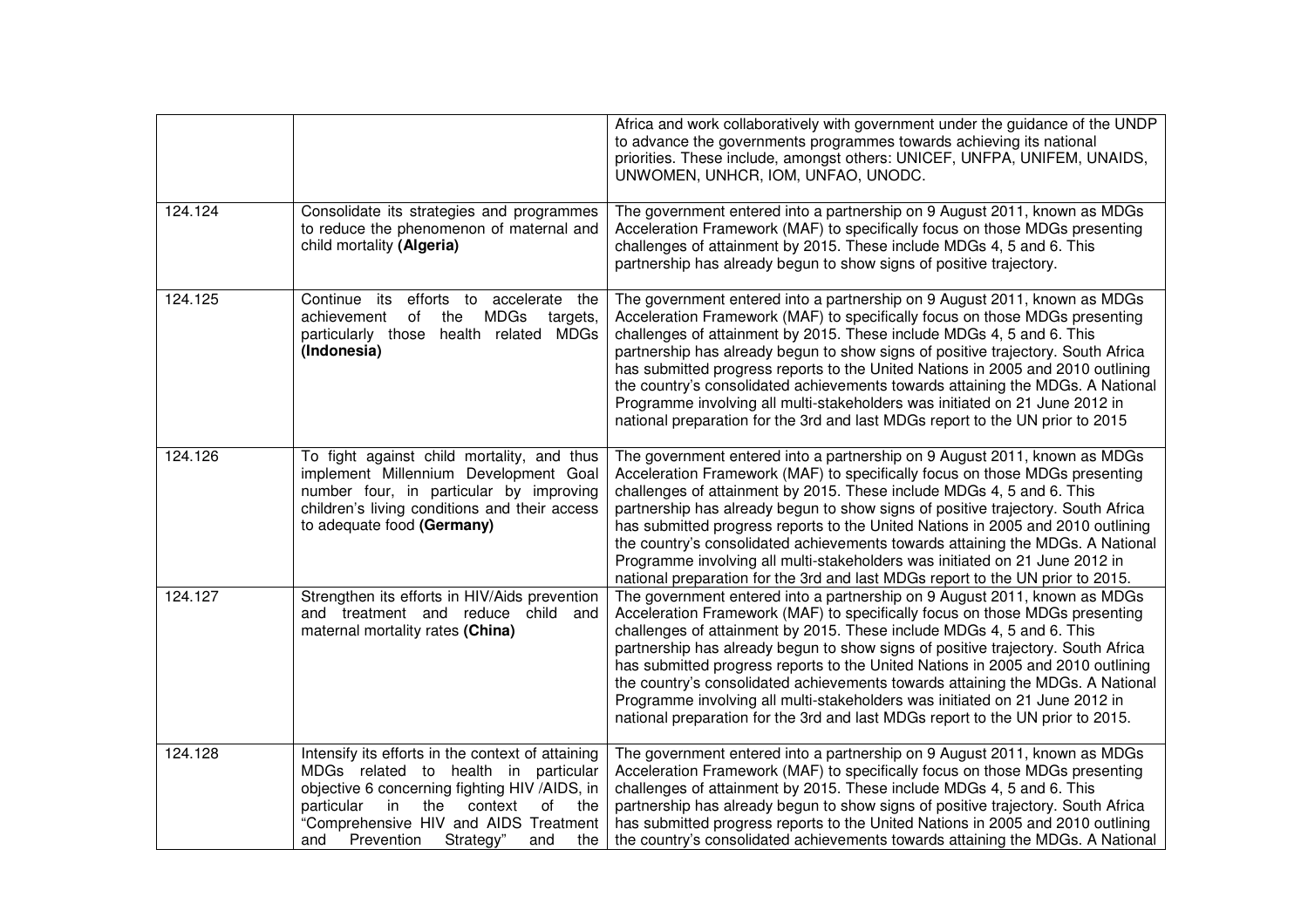| | | |
|---|---|---|
| | | Africa and work collaboratively with government under the guidance of the UNDP to advance the governments programmes towards achieving its national priorities. These include, amongst others: UNICEF, UNFPA, UNIFEM, UNAIDS, UNWOMEN, UNHCR, IOM, UNFAO, UNODC. |
| 124.124 | Consolidate its strategies and programmes to reduce the phenomenon of maternal and child mortality **(Algeria)** | The government entered into a partnership on 9 August 2011, known as MDGs Acceleration Framework (MAF) to specifically focus on those MDGs presenting challenges of attainment by 2015. These include MDGs 4, 5 and 6. This partnership has already begun to show signs of positive trajectory. |
| 124.125 | Continue its efforts to accelerate the achievement of the MDGs targets, particularly those health related MDGs **(Indonesia)** | The government entered into a partnership on 9 August 2011, known as MDGs Acceleration Framework (MAF) to specifically focus on those MDGs presenting challenges of attainment by 2015. These include MDGs 4, 5 and 6. This partnership has already begun to show signs of positive trajectory. South Africa has submitted progress reports to the United Nations in 2005 and 2010 outlining the country's consolidated achievements towards attaining the MDGs. A National Programme involving all multi-stakeholders was initiated on 21 June 2012 in national preparation for the 3rd and last MDGs report to the UN prior to 2015 |
| 124.126 | To fight against child mortality, and thus implement Millennium Development Goal number four, in particular by improving children's living conditions and their access to adequate food **(Germany)** | The government entered into a partnership on 9 August 2011, known as MDGs Acceleration Framework (MAF) to specifically focus on those MDGs presenting challenges of attainment by 2015. These include MDGs 4, 5 and 6. This partnership has already begun to show signs of positive trajectory. South Africa has submitted progress reports to the United Nations in 2005 and 2010 outlining the country's consolidated achievements towards attaining the MDGs. A National Programme involving all multi-stakeholders was initiated on 21 June 2012 in national preparation for the 3rd and last MDGs report to the UN prior to 2015. |
| 124.127 | Strengthen its efforts in HIV/Aids prevention and treatment and reduce child and maternal mortality rates **(China)** | The government entered into a partnership on 9 August 2011, known as MDGs Acceleration Framework (MAF) to specifically focus on those MDGs presenting challenges of attainment by 2015. These include MDGs 4, 5 and 6. This partnership has already begun to show signs of positive trajectory. South Africa has submitted progress reports to the United Nations in 2005 and 2010 outlining the country's consolidated achievements towards attaining the MDGs. A National Programme involving all multi-stakeholders was initiated on 21 June 2012 in national preparation for the 3rd and last MDGs report to the UN prior to 2015. |
| 124.128 | Intensify its efforts in the context of attaining MDGs related to health in particular objective 6 concerning fighting HIV /AIDS, in particular in the context of the "Comprehensive HIV and AIDS Treatment and Prevention Strategy" and the | The government entered into a partnership on 9 August 2011, known as MDGs Acceleration Framework (MAF) to specifically focus on those MDGs presenting challenges of attainment by 2015. These include MDGs 4, 5 and 6. This partnership has already begun to show signs of positive trajectory. South Africa has submitted progress reports to the United Nations in 2005 and 2010 outlining the country's consolidated achievements towards attaining the MDGs. A National |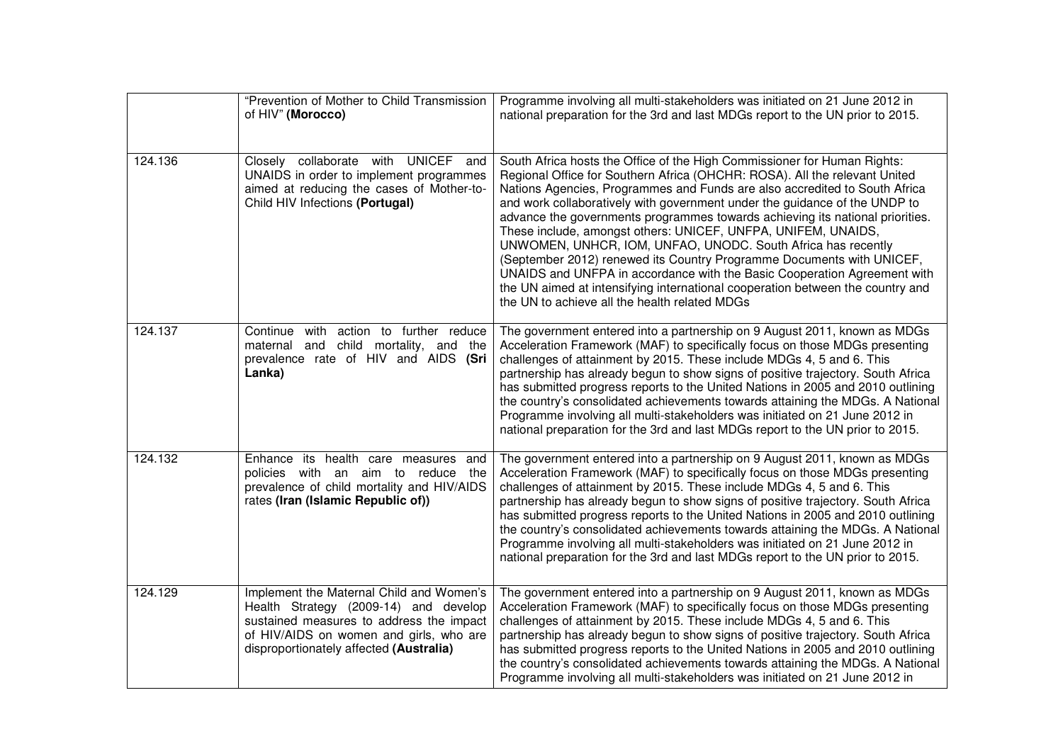|  |  |  |
|---|---|---|
|  | "Prevention of Mother to Child Transmission of HIV" **(Morocco)** | Programme involving all multi-stakeholders was initiated on 21 June 2012 in national preparation for the 3rd and last MDGs report to the UN prior to 2015. |
| 124.136 | Closely collaborate with UNICEF and UNAIDS in order to implement programmes aimed at reducing the cases of Mother-to-Child HIV Infections **(Portugal)** | South Africa hosts the Office of the High Commissioner for Human Rights: Regional Office for Southern Africa (OHCHR: ROSA). All the relevant United Nations Agencies, Programmes and Funds are also accredited to South Africa and work collaboratively with government under the guidance of the UNDP to advance the governments programmes towards achieving its national priorities. These include, amongst others: UNICEF, UNFPA, UNIFEM, UNAIDS, UNWOMEN, UNHCR, IOM, UNFAO, UNODC. South Africa has recently (September 2012) renewed its Country Programme Documents with UNICEF, UNAIDS and UNFPA in accordance with the Basic Cooperation Agreement with the UN aimed at intensifying international cooperation between the country and the UN to achieve all the health related MDGs |
| 124.137 | Continue with action to further reduce maternal and child mortality, and the prevalence rate of HIV and AIDS **(Sri Lanka)** | The government entered into a partnership on 9 August 2011, known as MDGs Acceleration Framework (MAF) to specifically focus on those MDGs presenting challenges of attainment by 2015. These include MDGs 4, 5 and 6. This partnership has already begun to show signs of positive trajectory. South Africa has submitted progress reports to the United Nations in 2005 and 2010 outlining the country's consolidated achievements towards attaining the MDGs. A National Programme involving all multi-stakeholders was initiated on 21 June 2012 in national preparation for the 3rd and last MDGs report to the UN prior to 2015. |
| 124.132 | Enhance its health care measures and policies with an aim to reduce the prevalence of child mortality and HIV/AIDS rates **(Iran (Islamic Republic of))** | The government entered into a partnership on 9 August 2011, known as MDGs Acceleration Framework (MAF) to specifically focus on those MDGs presenting challenges of attainment by 2015. These include MDGs 4, 5 and 6. This partnership has already begun to show signs of positive trajectory. South Africa has submitted progress reports to the United Nations in 2005 and 2010 outlining the country's consolidated achievements towards attaining the MDGs. A National Programme involving all multi-stakeholders was initiated on 21 June 2012 in national preparation for the 3rd and last MDGs report to the UN prior to 2015. |
| 124.129 | Implement the Maternal Child and Women's Health Strategy (2009-14) and develop sustained measures to address the impact of HIV/AIDS on women and girls, who are disproportionately affected **(Australia)** | The government entered into a partnership on 9 August 2011, known as MDGs Acceleration Framework (MAF) to specifically focus on those MDGs presenting challenges of attainment by 2015. These include MDGs 4, 5 and 6. This partnership has already begun to show signs of positive trajectory. South Africa has submitted progress reports to the United Nations in 2005 and 2010 outlining the country's consolidated achievements towards attaining the MDGs. A National Programme involving all multi-stakeholders was initiated on 21 June 2012 in |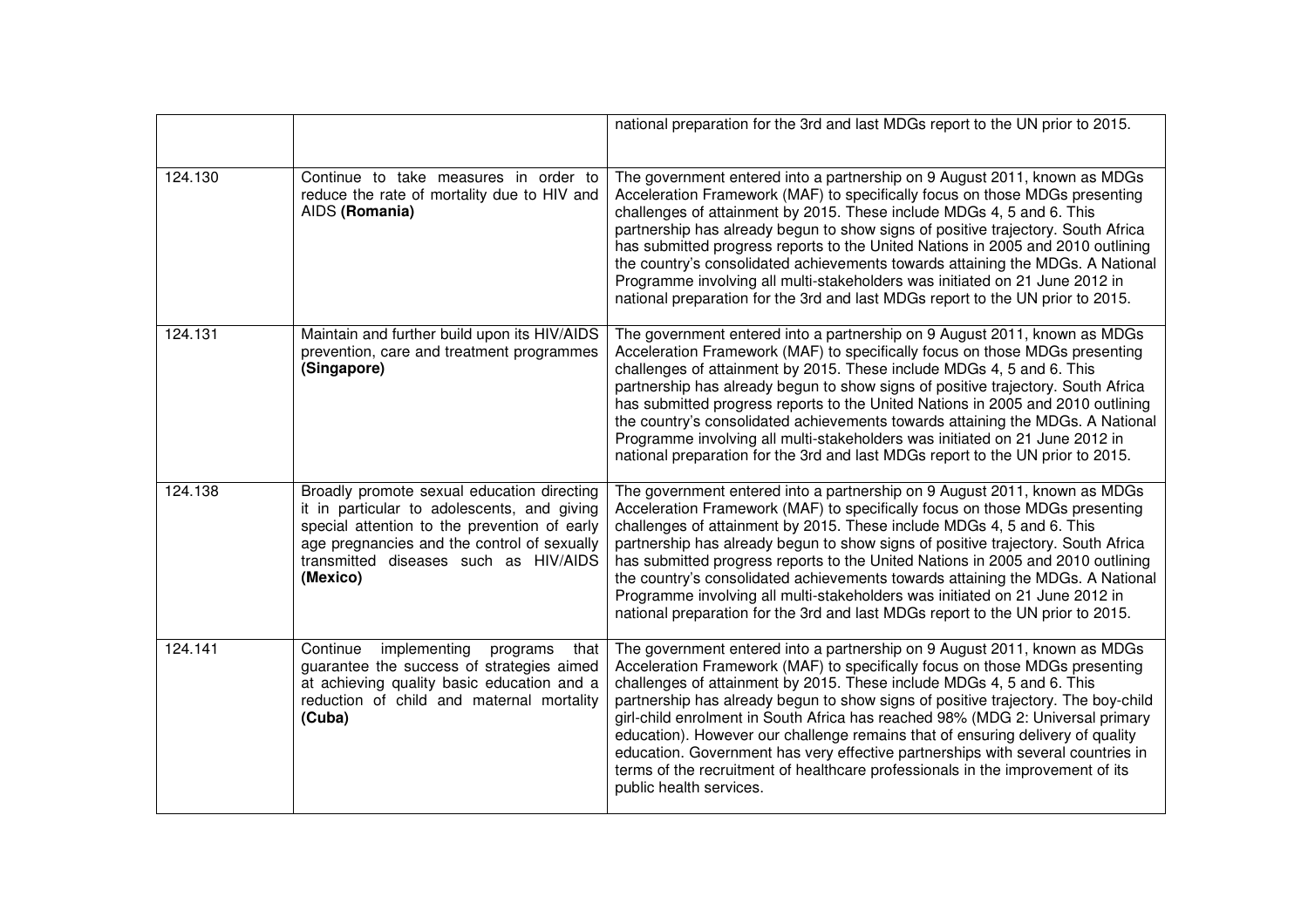| | | |
|---|---|---|
| | | national preparation for the 3rd and last MDGs report to the UN prior to 2015. |
| 124.130 | Continue to take measures in order to reduce the rate of mortality due to HIV and AIDS **(Romania)** | The government entered into a partnership on 9 August 2011, known as MDGs Acceleration Framework (MAF) to specifically focus on those MDGs presenting challenges of attainment by 2015. These include MDGs 4, 5 and 6. This partnership has already begun to show signs of positive trajectory. South Africa has submitted progress reports to the United Nations in 2005 and 2010 outlining the country's consolidated achievements towards attaining the MDGs. A National Programme involving all multi-stakeholders was initiated on 21 June 2012 in national preparation for the 3rd and last MDGs report to the UN prior to 2015. |
| 124.131 | Maintain and further build upon its HIV/AIDS prevention, care and treatment programmes **(Singapore)** | The government entered into a partnership on 9 August 2011, known as MDGs Acceleration Framework (MAF) to specifically focus on those MDGs presenting challenges of attainment by 2015. These include MDGs 4, 5 and 6. This partnership has already begun to show signs of positive trajectory. South Africa has submitted progress reports to the United Nations in 2005 and 2010 outlining the country's consolidated achievements towards attaining the MDGs. A National Programme involving all multi-stakeholders was initiated on 21 June 2012 in national preparation for the 3rd and last MDGs report to the UN prior to 2015. |
| 124.138 | Broadly promote sexual education directing it in particular to adolescents, and giving special attention to the prevention of early age pregnancies and the control of sexually transmitted diseases such as HIV/AIDS **(Mexico)** | The government entered into a partnership on 9 August 2011, known as MDGs Acceleration Framework (MAF) to specifically focus on those MDGs presenting challenges of attainment by 2015. These include MDGs 4, 5 and 6. This partnership has already begun to show signs of positive trajectory. South Africa has submitted progress reports to the United Nations in 2005 and 2010 outlining the country's consolidated achievements towards attaining the MDGs. A National Programme involving all multi-stakeholders was initiated on 21 June 2012 in national preparation for the 3rd and last MDGs report to the UN prior to 2015. |
| 124.141 | Continue implementing programs that guarantee the success of strategies aimed at achieving quality basic education and a reduction of child and maternal mortality **(Cuba)** | The government entered into a partnership on 9 August 2011, known as MDGs Acceleration Framework (MAF) to specifically focus on those MDGs presenting challenges of attainment by 2015. These include MDGs 4, 5 and 6. This partnership has already begun to show signs of positive trajectory. The boy-child girl-child enrolment in South Africa has reached 98% (MDG 2: Universal primary education). However our challenge remains that of ensuring delivery of quality education. Government has very effective partnerships with several countries in terms of the recruitment of healthcare professionals in the improvement of its public health services. |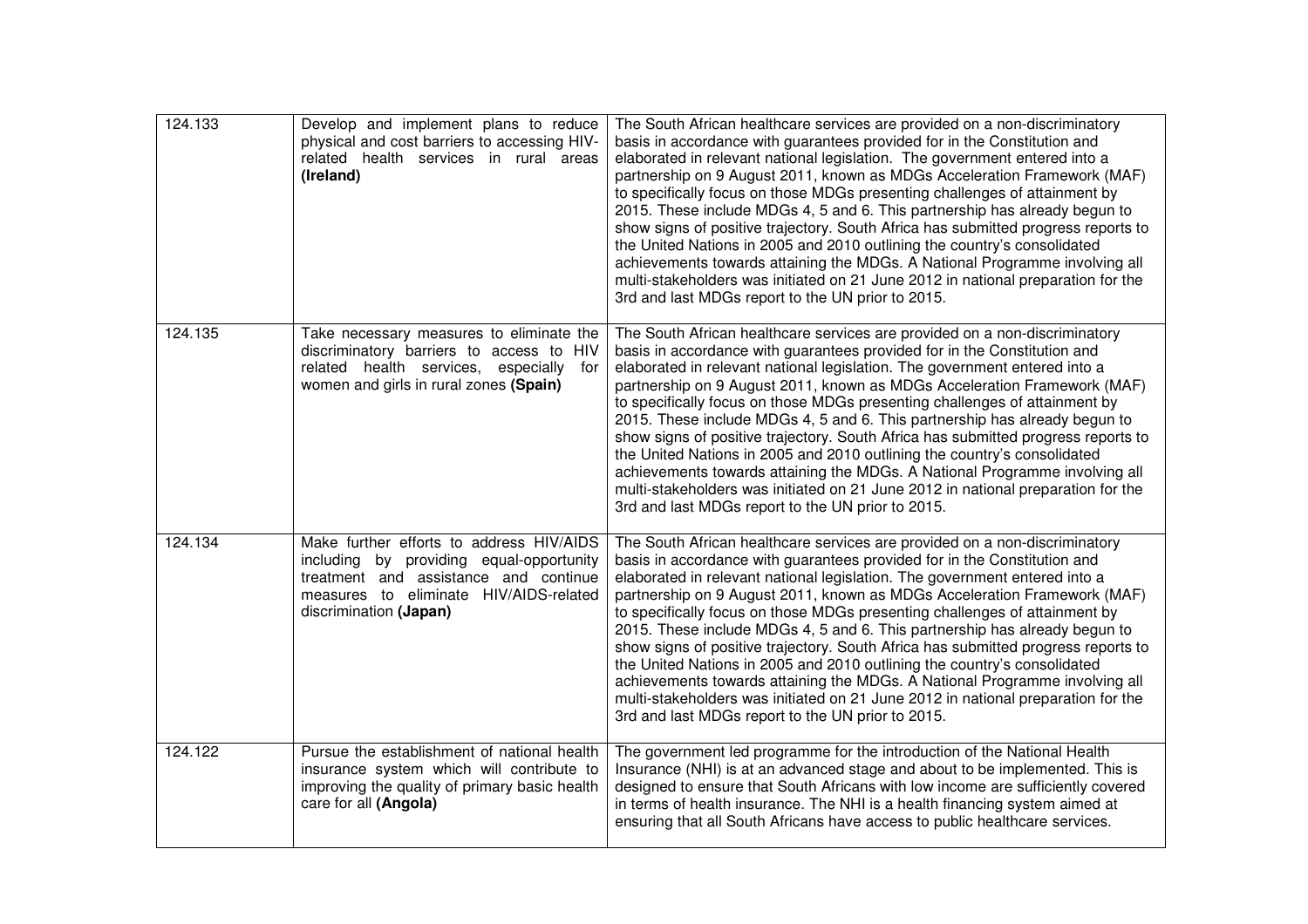| | | |
|---|---|---|
| 124.133 | Develop and implement plans to reduce physical and cost barriers to accessing HIV-related health services in rural areas **(Ireland)** | The South African healthcare services are provided on a non-discriminatory basis in accordance with guarantees provided for in the Constitution and elaborated in relevant national legislation. The government entered into a partnership on 9 August 2011, known as MDGs Acceleration Framework (MAF) to specifically focus on those MDGs presenting challenges of attainment by 2015. These include MDGs 4, 5 and 6. This partnership has already begun to show signs of positive trajectory. South Africa has submitted progress reports to the United Nations in 2005 and 2010 outlining the country's consolidated achievements towards attaining the MDGs. A National Programme involving all multi-stakeholders was initiated on 21 June 2012 in national preparation for the 3rd and last MDGs report to the UN prior to 2015. |
| 124.135 | Take necessary measures to eliminate the discriminatory barriers to access to HIV related health services, especially for women and girls in rural zones **(Spain)** | The South African healthcare services are provided on a non-discriminatory basis in accordance with guarantees provided for in the Constitution and elaborated in relevant national legislation. The government entered into a partnership on 9 August 2011, known as MDGs Acceleration Framework (MAF) to specifically focus on those MDGs presenting challenges of attainment by 2015. These include MDGs 4, 5 and 6. This partnership has already begun to show signs of positive trajectory. South Africa has submitted progress reports to the United Nations in 2005 and 2010 outlining the country's consolidated achievements towards attaining the MDGs. A National Programme involving all multi-stakeholders was initiated on 21 June 2012 in national preparation for the 3rd and last MDGs report to the UN prior to 2015. |
| 124.134 | Make further efforts to address HIV/AIDS including by providing equal-opportunity treatment and assistance and continue measures to eliminate HIV/AIDS-related discrimination **(Japan)** | The South African healthcare services are provided on a non-discriminatory basis in accordance with guarantees provided for in the Constitution and elaborated in relevant national legislation. The government entered into a partnership on 9 August 2011, known as MDGs Acceleration Framework (MAF) to specifically focus on those MDGs presenting challenges of attainment by 2015. These include MDGs 4, 5 and 6. This partnership has already begun to show signs of positive trajectory. South Africa has submitted progress reports to the United Nations in 2005 and 2010 outlining the country's consolidated achievements towards attaining the MDGs. A National Programme involving all multi-stakeholders was initiated on 21 June 2012 in national preparation for the 3rd and last MDGs report to the UN prior to 2015. |
| 124.122 | Pursue the establishment of national health insurance system which will contribute to improving the quality of primary basic health care for all **(Angola)** | The government led programme for the introduction of the National Health Insurance (NHI) is at an advanced stage and about to be implemented. This is designed to ensure that South Africans with low income are sufficiently covered in terms of health insurance. The NHI is a health financing system aimed at ensuring that all South Africans have access to public healthcare services. |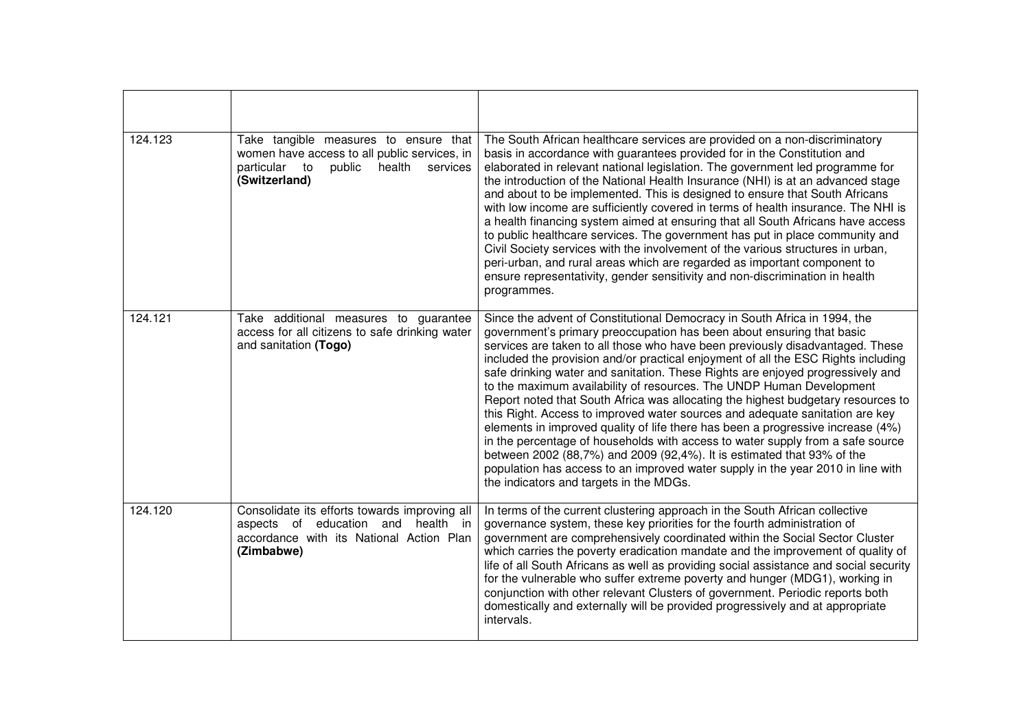| | | |
|---|---|---|
| 124.123 | Take tangible measures to ensure that women have access to all public services, in particular to public health services **(Switzerland)** | The South African healthcare services are provided on a non-discriminatory basis in accordance with guarantees provided for in the Constitution and elaborated in relevant national legislation. The government led programme for the introduction of the National Health Insurance (NHI) is at an advanced stage and about to be implemented. This is designed to ensure that South Africans with low income are sufficiently covered in terms of health insurance. The NHI is a health financing system aimed at ensuring that all South Africans have access to public healthcare services. The government has put in place community and Civil Society services with the involvement of the various structures in urban, peri-urban, and rural areas which are regarded as important component to ensure representativity, gender sensitivity and non-discrimination in health programmes. |
| 124.121 | Take additional measures to guarantee access for all citizens to safe drinking water and sanitation **(Togo)** | Since the advent of Constitutional Democracy in South Africa in 1994, the government's primary preoccupation has been about ensuring that basic services are taken to all those who have been previously disadvantaged. These included the provision and/or practical enjoyment of all the ESC Rights including safe drinking water and sanitation. These Rights are enjoyed progressively and to the maximum availability of resources. The UNDP Human Development Report noted that South Africa was allocating the highest budgetary resources to this Right. Access to improved water sources and adequate sanitation are key elements in improved quality of life there has been a progressive increase (4%) in the percentage of households with access to water supply from a safe source between 2002 (88,7%) and 2009 (92,4%). It is estimated that 93% of the population has access to an improved water supply in the year 2010 in line with the indicators and targets in the MDGs. |
| 124.120 | Consolidate its efforts towards improving all aspects of education and health in accordance with its National Action Plan **(Zimbabwe)** | In terms of the current clustering approach in the South African collective governance system, these key priorities for the fourth administration of government are comprehensively coordinated within the Social Sector Cluster which carries the poverty eradication mandate and the improvement of quality of life of all South Africans as well as providing social assistance and social security for the vulnerable who suffer extreme poverty and hunger (MDG1), working in conjunction with other relevant Clusters of government. Periodic reports both domestically and externally will be provided progressively and at appropriate intervals. |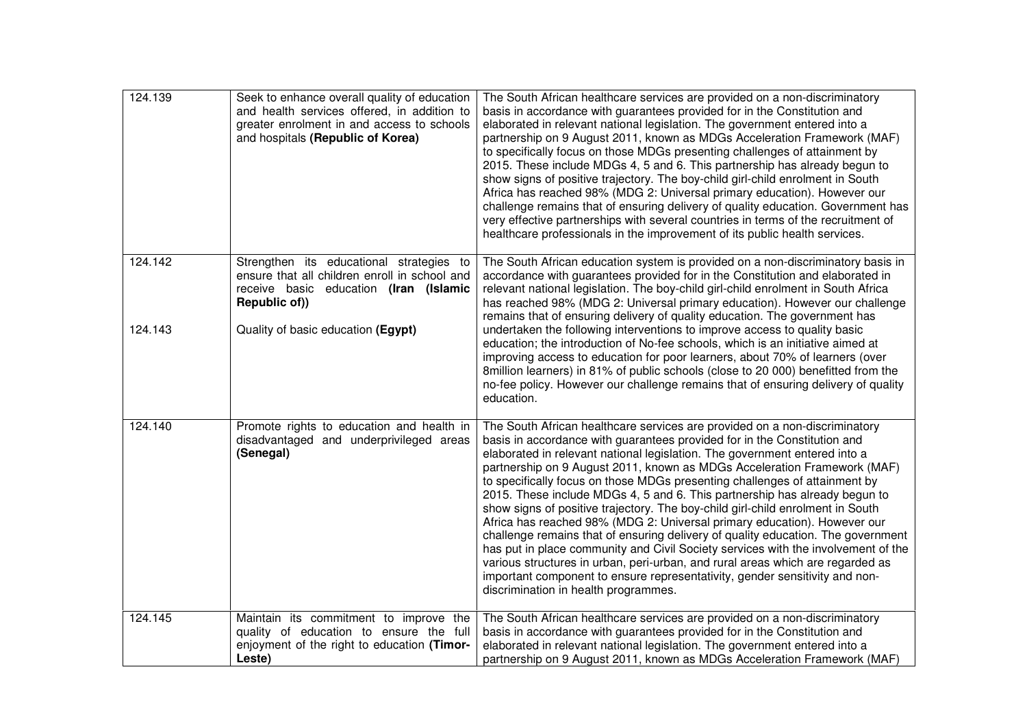| | | |
|---|---|---|
| 124.139 | Seek to enhance overall quality of education and health services offered, in addition to greater enrolment in and access to schools and hospitals **(Republic of Korea)** | The South African healthcare services are provided on a non-discriminatory basis in accordance with guarantees provided for in the Constitution and elaborated in relevant national legislation. The government entered into a partnership on 9 August 2011, known as MDGs Acceleration Framework (MAF) to specifically focus on those MDGs presenting challenges of attainment by 2015. These include MDGs 4, 5 and 6. This partnership has already begun to show signs of positive trajectory. The boy-child girl-child enrolment in South Africa has reached 98% (MDG 2: Universal primary education). However our challenge remains that of ensuring delivery of quality education. Government has very effective partnerships with several countries in terms of the recruitment of healthcare professionals in the improvement of its public health services. |
| 124.142<br><br>124.143 | Strengthen its educational strategies to ensure that all children enroll in school and receive basic education **(Iran (Islamic Republic of))**<br><br>Quality of basic education **(Egypt)** | The South African education system is provided on a non-discriminatory basis in accordance with guarantees provided for in the Constitution and elaborated in relevant national legislation. The boy-child girl-child enrolment in South Africa has reached 98% (MDG 2: Universal primary education). However our challenge remains that of ensuring delivery of quality education. The government has undertaken the following interventions to improve access to quality basic education; the introduction of No-fee schools, which is an initiative aimed at improving access to education for poor learners, about 70% of learners (over 8million learners) in 81% of public schools (close to 20 000) benefitted from the no-fee policy. However our challenge remains that of ensuring delivery of quality education. |
| 124.140 | Promote rights to education and health in disadvantaged and underprivileged areas **(Senegal)** | The South African healthcare services are provided on a non-discriminatory basis in accordance with guarantees provided for in the Constitution and elaborated in relevant national legislation. The government entered into a partnership on 9 August 2011, known as MDGs Acceleration Framework (MAF) to specifically focus on those MDGs presenting challenges of attainment by 2015. These include MDGs 4, 5 and 6. This partnership has already begun to show signs of positive trajectory. The boy-child girl-child enrolment in South Africa has reached 98% (MDG 2: Universal primary education). However our challenge remains that of ensuring delivery of quality education. The government has put in place community and Civil Society services with the involvement of the various structures in urban, peri-urban, and rural areas which are regarded as important component to ensure representativity, gender sensitivity and non-discrimination in health programmes. |
| 124.145 | Maintain its commitment to improve the quality of education to ensure the full enjoyment of the right to education **(Timor-Leste)** | The South African healthcare services are provided on a non-discriminatory basis in accordance with guarantees provided for in the Constitution and elaborated in relevant national legislation. The government entered into a partnership on 9 August 2011, known as MDGs Acceleration Framework (MAF) |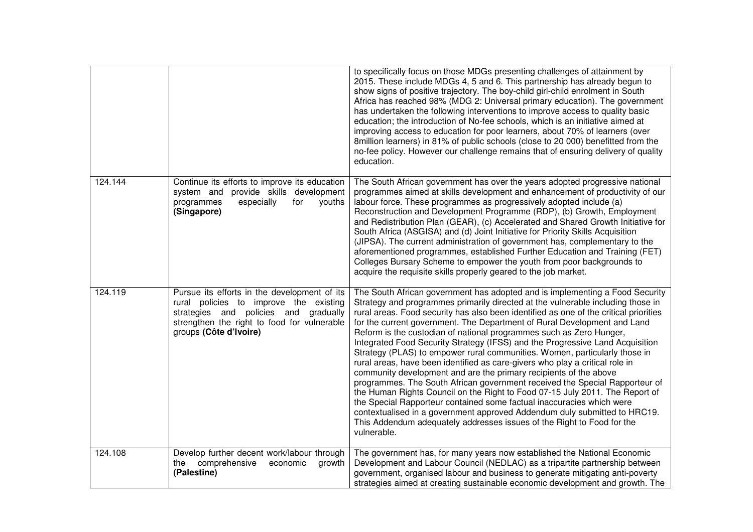|  |  | to specifically focus on those MDGs presenting challenges of attainment by 2015. These include MDGs 4, 5 and 6. This partnership has already begun to show signs of positive trajectory. The boy-child girl-child enrolment in South Africa has reached 98% (MDG 2: Universal primary education). The government has undertaken the following interventions to improve access to quality basic education; the introduction of No-fee schools, which is an initiative aimed at improving access to education for poor learners, about 70% of learners (over 8million learners) in 81% of public schools (close to 20 000) benefitted from the no-fee policy. However our challenge remains that of ensuring delivery of quality education. |
|---|---|---|
| 124.144 | Continue its efforts to improve its education system and provide skills development programmes especially for youths **(Singapore)** | The South African government has over the years adopted progressive national programmes aimed at skills development and enhancement of productivity of our labour force. These programmes as progressively adopted include (a) Reconstruction and Development Programme (RDP), (b) Growth, Employment and Redistribution Plan (GEAR), (c) Accelerated and Shared Growth Initiative for South Africa (ASGISA) and (d) Joint Initiative for Priority Skills Acquisition (JIPSA). The current administration of government has, complementary to the aforementioned programmes, established Further Education and Training (FET) Colleges Bursary Scheme to empower the youth from poor backgrounds to acquire the requisite skills properly geared to the job market. |
| 124.119 | Pursue its efforts in the development of its rural policies to improve the existing strategies and policies and gradually strengthen the right to food for vulnerable groups **(Côte d'Ivoire)** | The South African government has adopted and is implementing a Food Security Strategy and programmes primarily directed at the vulnerable including those in rural areas. Food security has also been identified as one of the critical priorities for the current government. The Department of Rural Development and Land Reform is the custodian of national programmes such as Zero Hunger, Integrated Food Security Strategy (IFSS) and the Progressive Land Acquisition Strategy (PLAS) to empower rural communities. Women, particularly those in rural areas, have been identified as care-givers who play a critical role in community development and are the primary recipients of the above programmes. The South African government received the Special Rapporteur of the Human Rights Council on the Right to Food 07-15 July 2011. The Report of the Special Rapporteur contained some factual inaccuracies which were contextualised in a government approved Addendum duly submitted to HRC19. This Addendum adequately addresses issues of the Right to Food for the vulnerable. |
| 124.108 | Develop further decent work/labour through the comprehensive economic growth **(Palestine)** | The government has, for many years now established the National Economic Development and Labour Council (NEDLAC) as a tripartite partnership between government, organised labour and business to generate mitigating anti-poverty strategies aimed at creating sustainable economic development and growth. The |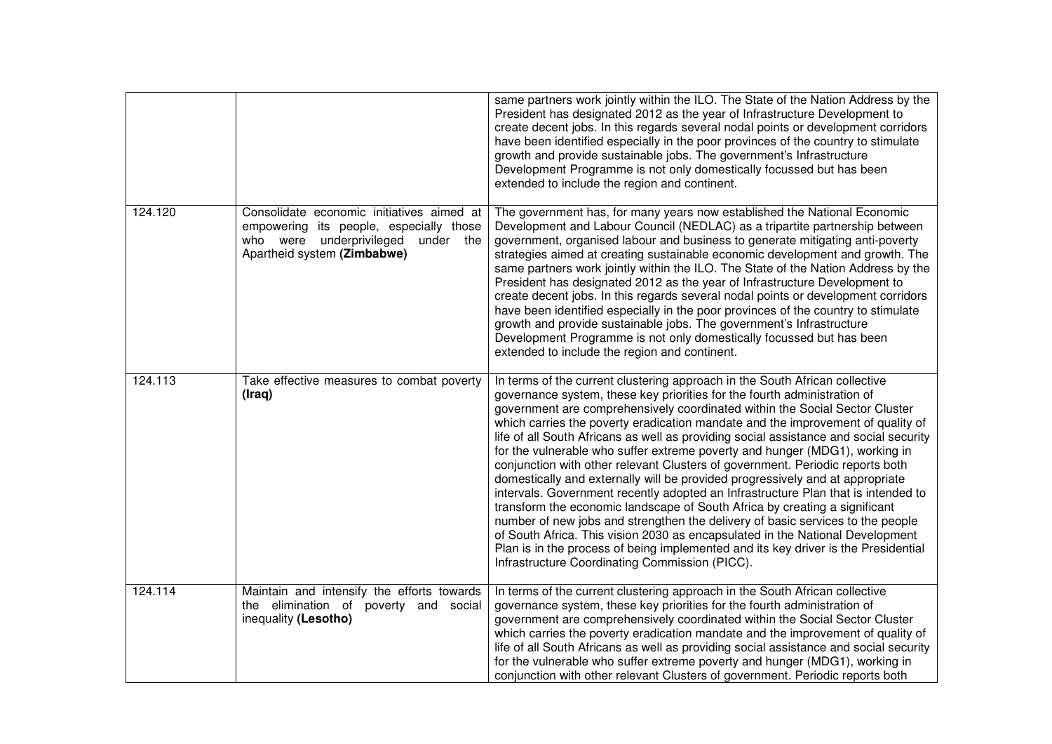| | | |
|---|---|---|
| | | same partners work jointly within the ILO. The State of the Nation Address by the President has designated 2012 as the year of Infrastructure Development to create decent jobs. In this regards several nodal points or development corridors have been identified especially in the poor provinces of the country to stimulate growth and provide sustainable jobs. The government's Infrastructure Development Programme is not only domestically focussed but has been extended to include the region and continent. |
| 124.120 | Consolidate economic initiatives aimed at empowering its people, especially those who were underprivileged under the Apartheid system **(Zimbabwe)** | The government has, for many years now established the National Economic Development and Labour Council (NEDLAC) as a tripartite partnership between government, organised labour and business to generate mitigating anti-poverty strategies aimed at creating sustainable economic development and growth. The same partners work jointly within the ILO. The State of the Nation Address by the President has designated 2012 as the year of Infrastructure Development to create decent jobs. In this regards several nodal points or development corridors have been identified especially in the poor provinces of the country to stimulate growth and provide sustainable jobs. The government's Infrastructure Development Programme is not only domestically focussed but has been extended to include the region and continent. |
| 124.113 | Take effective measures to combat poverty **(Iraq)** | In terms of the current clustering approach in the South African collective governance system, these key priorities for the fourth administration of government are comprehensively coordinated within the Social Sector Cluster which carries the poverty eradication mandate and the improvement of quality of life of all South Africans as well as providing social assistance and social security for the vulnerable who suffer extreme poverty and hunger (MDG1), working in conjunction with other relevant Clusters of government. Periodic reports both domestically and externally will be provided progressively and at appropriate intervals. Government recently adopted an Infrastructure Plan that is intended to transform the economic landscape of South Africa by creating a significant number of new jobs and strengthen the delivery of basic services to the people of South Africa. This vision 2030 as encapsulated in the National Development Plan is in the process of being implemented and its key driver is the Presidential Infrastructure Coordinating Commission (PICC). |
| 124.114 | Maintain and intensify the efforts towards the elimination of poverty and social inequality **(Lesotho)** | In terms of the current clustering approach in the South African collective governance system, these key priorities for the fourth administration of government are comprehensively coordinated within the Social Sector Cluster which carries the poverty eradication mandate and the improvement of quality of life of all South Africans as well as providing social assistance and social security for the vulnerable who suffer extreme poverty and hunger (MDG1), working in conjunction with other relevant Clusters of government. Periodic reports both |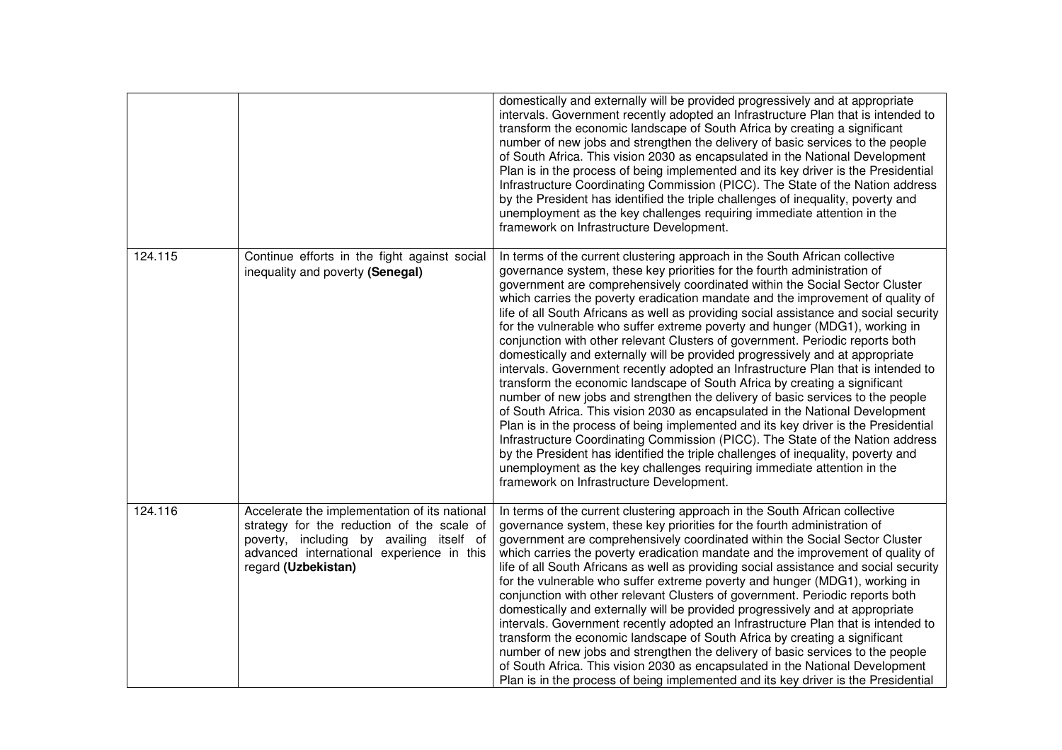|  |  |  |
| --- | --- | --- |
|  |  | domestically and externally will be provided progressively and at appropriate intervals. Government recently adopted an Infrastructure Plan that is intended to transform the economic landscape of South Africa by creating a significant number of new jobs and strengthen the delivery of basic services to the people of South Africa. This vision 2030 as encapsulated in the National Development Plan is in the process of being implemented and its key driver is the Presidential Infrastructure Coordinating Commission (PICC). The State of the Nation address by the President has identified the triple challenges of inequality, poverty and unemployment as the key challenges requiring immediate attention in the framework on Infrastructure Development. |
| 124.115 | Continue efforts in the fight against social inequality and poverty **(Senegal)** | In terms of the current clustering approach in the South African collective governance system, these key priorities for the fourth administration of government are comprehensively coordinated within the Social Sector Cluster which carries the poverty eradication mandate and the improvement of quality of life of all South Africans as well as providing social assistance and social security for the vulnerable who suffer extreme poverty and hunger (MDG1), working in conjunction with other relevant Clusters of government. Periodic reports both domestically and externally will be provided progressively and at appropriate intervals. Government recently adopted an Infrastructure Plan that is intended to transform the economic landscape of South Africa by creating a significant number of new jobs and strengthen the delivery of basic services to the people of South Africa. This vision 2030 as encapsulated in the National Development Plan is in the process of being implemented and its key driver is the Presidential Infrastructure Coordinating Commission (PICC). The State of the Nation address by the President has identified the triple challenges of inequality, poverty and unemployment as the key challenges requiring immediate attention in the framework on Infrastructure Development. |
| 124.116 | Accelerate the implementation of its national strategy for the reduction of the scale of poverty, including by availing itself of advanced international experience in this regard **(Uzbekistan)** | In terms of the current clustering approach in the South African collective governance system, these key priorities for the fourth administration of government are comprehensively coordinated within the Social Sector Cluster which carries the poverty eradication mandate and the improvement of quality of life of all South Africans as well as providing social assistance and social security for the vulnerable who suffer extreme poverty and hunger (MDG1), working in conjunction with other relevant Clusters of government. Periodic reports both domestically and externally will be provided progressively and at appropriate intervals. Government recently adopted an Infrastructure Plan that is intended to transform the economic landscape of South Africa by creating a significant number of new jobs and strengthen the delivery of basic services to the people of South Africa. This vision 2030 as encapsulated in the National Development Plan is in the process of being implemented and its key driver is the Presidential |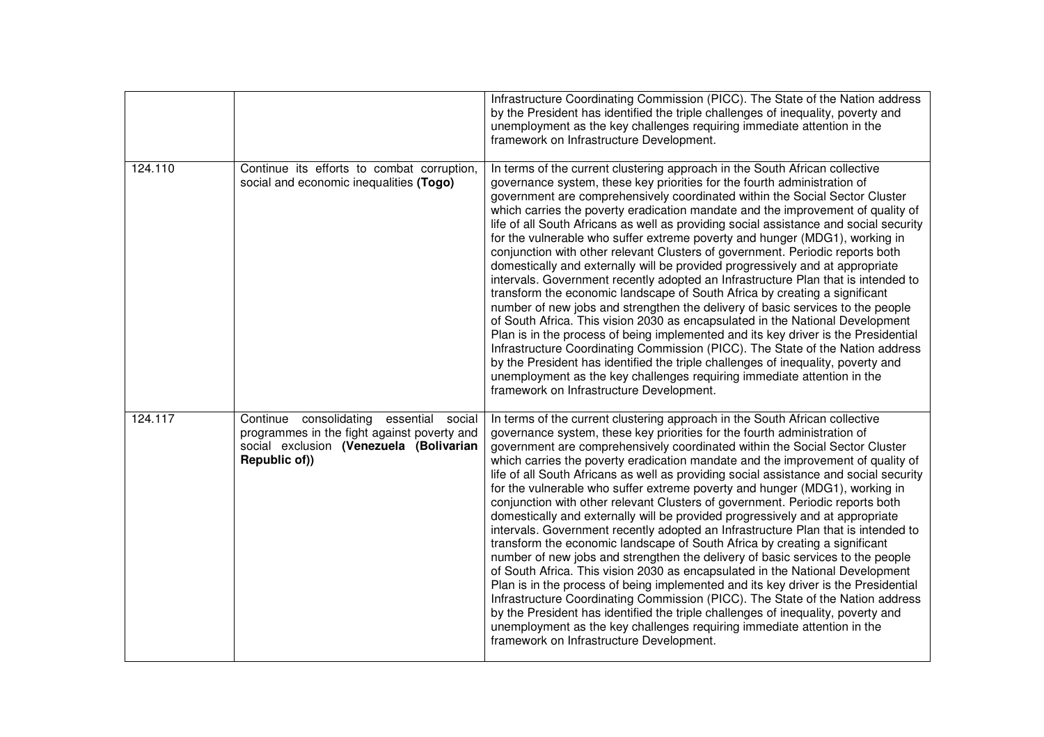| | | |
|---|---|---|
| | | Infrastructure Coordinating Commission (PICC). The State of the Nation address by the President has identified the triple challenges of inequality, poverty and unemployment as the key challenges requiring immediate attention in the framework on Infrastructure Development. |
| 124.110 | Continue its efforts to combat corruption, social and economic inequalities **(Togo)** | In terms of the current clustering approach in the South African collective governance system, these key priorities for the fourth administration of government are comprehensively coordinated within the Social Sector Cluster which carries the poverty eradication mandate and the improvement of quality of life of all South Africans as well as providing social assistance and social security for the vulnerable who suffer extreme poverty and hunger (MDG1), working in conjunction with other relevant Clusters of government. Periodic reports both domestically and externally will be provided progressively and at appropriate intervals. Government recently adopted an Infrastructure Plan that is intended to transform the economic landscape of South Africa by creating a significant number of new jobs and strengthen the delivery of basic services to the people of South Africa. This vision 2030 as encapsulated in the National Development Plan is in the process of being implemented and its key driver is the Presidential Infrastructure Coordinating Commission (PICC). The State of the Nation address by the President has identified the triple challenges of inequality, poverty and unemployment as the key challenges requiring immediate attention in the framework on Infrastructure Development. |
| 124.117 | Continue consolidating essential social programmes in the fight against poverty and social exclusion **(Venezuela (Bolivarian Republic of))** | In terms of the current clustering approach in the South African collective governance system, these key priorities for the fourth administration of government are comprehensively coordinated within the Social Sector Cluster which carries the poverty eradication mandate and the improvement of quality of life of all South Africans as well as providing social assistance and social security for the vulnerable who suffer extreme poverty and hunger (MDG1), working in conjunction with other relevant Clusters of government. Periodic reports both domestically and externally will be provided progressively and at appropriate intervals. Government recently adopted an Infrastructure Plan that is intended to transform the economic landscape of South Africa by creating a significant number of new jobs and strengthen the delivery of basic services to the people of South Africa. This vision 2030 as encapsulated in the National Development Plan is in the process of being implemented and its key driver is the Presidential Infrastructure Coordinating Commission (PICC). The State of the Nation address by the President has identified the triple challenges of inequality, poverty and unemployment as the key challenges requiring immediate attention in the framework on Infrastructure Development. |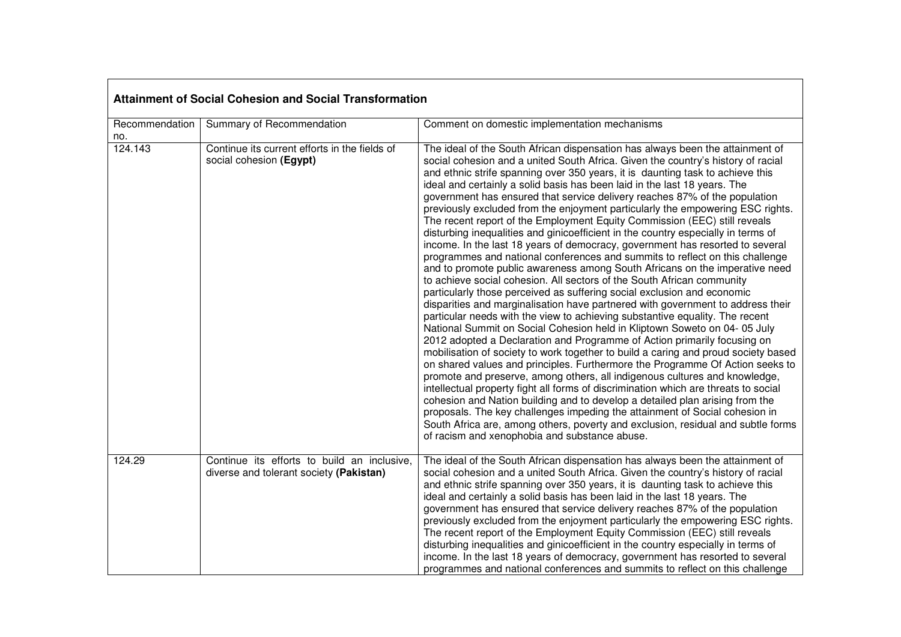| **Attainment of Social Cohesion and Social Transformation** | | |
|---|---|---|
| Recommendation no. | Summary of Recommendation | Comment on domestic implementation mechanisms |
| 124.143 | Continue its current efforts in the fields of social cohesion **(Egypt)** | The ideal of the South African dispensation has always been the attainment of social cohesion and a united South Africa. Given the country's history of racial and ethnic strife spanning over 350 years, it is daunting task to achieve this ideal and certainly a solid basis has been laid in the last 18 years. The government has ensured that service delivery reaches 87% of the population previously excluded from the enjoyment particularly the empowering ESC rights. The recent report of the Employment Equity Commission (EEC) still reveals disturbing inequalities and ginicoefficient in the country especially in terms of income. In the last 18 years of democracy, government has resorted to several programmes and national conferences and summits to reflect on this challenge and to promote public awareness among South Africans on the imperative need to achieve social cohesion. All sectors of the South African community particularly those perceived as suffering social exclusion and economic disparities and marginalisation have partnered with government to address their particular needs with the view to achieving substantive equality. The recent National Summit on Social Cohesion held in Kliptown Soweto on 04- 05 July 2012 adopted a Declaration and Programme of Action primarily focusing on mobilisation of society to work together to build a caring and proud society based on shared values and principles. Furthermore the Programme Of Action seeks to promote and preserve, among others, all indigenous cultures and knowledge, intellectual property fight all forms of discrimination which are threats to social cohesion and Nation building and to develop a detailed plan arising from the proposals. The key challenges impeding the attainment of Social cohesion in South Africa are, among others, poverty and exclusion, residual and subtle forms of racism and xenophobia and substance abuse. |
| 124.29 | Continue its efforts to build an inclusive, diverse and tolerant society **(Pakistan)** | The ideal of the South African dispensation has always been the attainment of social cohesion and a united South Africa. Given the country's history of racial and ethnic strife spanning over 350 years, it is daunting task to achieve this ideal and certainly a solid basis has been laid in the last 18 years. The government has ensured that service delivery reaches 87% of the population previously excluded from the enjoyment particularly the empowering ESC rights. The recent report of the Employment Equity Commission (EEC) still reveals disturbing inequalities and ginicoefficient in the country especially in terms of income. In the last 18 years of democracy, government has resorted to several programmes and national conferences and summits to reflect on this challenge |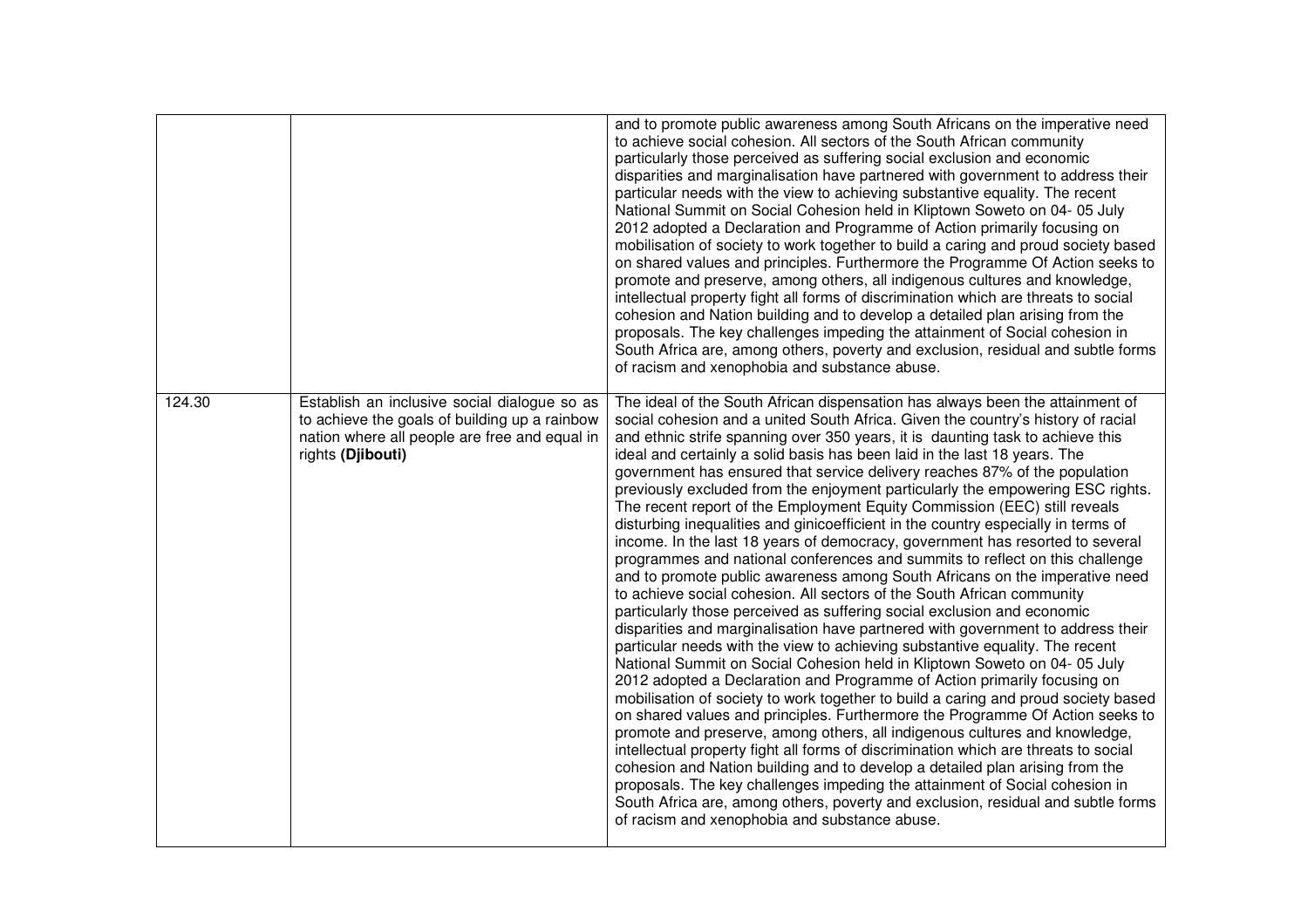| | | |
|---|---|---|
| | | and to promote public awareness among South Africans on the imperative need to achieve social cohesion. All sectors of the South African community particularly those perceived as suffering social exclusion and economic disparities and marginalisation have partnered with government to address their particular needs with the view to achieving substantive equality. The recent National Summit on Social Cohesion held in Kliptown Soweto on 04- 05 July 2012 adopted a Declaration and Programme of Action primarily focusing on mobilisation of society to work together to build a caring and proud society based on shared values and principles. Furthermore the Programme Of Action seeks to promote and preserve, among others, all indigenous cultures and knowledge, intellectual property fight all forms of discrimination which are threats to social cohesion and Nation building and to develop a detailed plan arising from the proposals. The key challenges impeding the attainment of Social cohesion in South Africa are, among others, poverty and exclusion, residual and subtle forms of racism and xenophobia and substance abuse. |
| 124.30 | Establish an inclusive social dialogue so as to achieve the goals of building up a rainbow nation where all people are free and equal in rights **(Djibouti)** | The ideal of the South African dispensation has always been the attainment of social cohesion and a united South Africa. Given the country's history of racial and ethnic strife spanning over 350 years, it is daunting task to achieve this ideal and certainly a solid basis has been laid in the last 18 years. The government has ensured that service delivery reaches 87% of the population previously excluded from the enjoyment particularly the empowering ESC rights. The recent report of the Employment Equity Commission (EEC) still reveals disturbing inequalities and ginicoefficient in the country especially in terms of income. In the last 18 years of democracy, government has resorted to several programmes and national conferences and summits to reflect on this challenge and to promote public awareness among South Africans on the imperative need to achieve social cohesion. All sectors of the South African community particularly those perceived as suffering social exclusion and economic disparities and marginalisation have partnered with government to address their particular needs with the view to achieving substantive equality. The recent National Summit on Social Cohesion held in Kliptown Soweto on 04- 05 July 2012 adopted a Declaration and Programme of Action primarily focusing on mobilisation of society to work together to build a caring and proud society based on shared values and principles. Furthermore the Programme Of Action seeks to promote and preserve, among others, all indigenous cultures and knowledge, intellectual property fight all forms of discrimination which are threats to social cohesion and Nation building and to develop a detailed plan arising from the proposals. The key challenges impeding the attainment of Social cohesion in South Africa are, among others, poverty and exclusion, residual and subtle forms of racism and xenophobia and substance abuse. |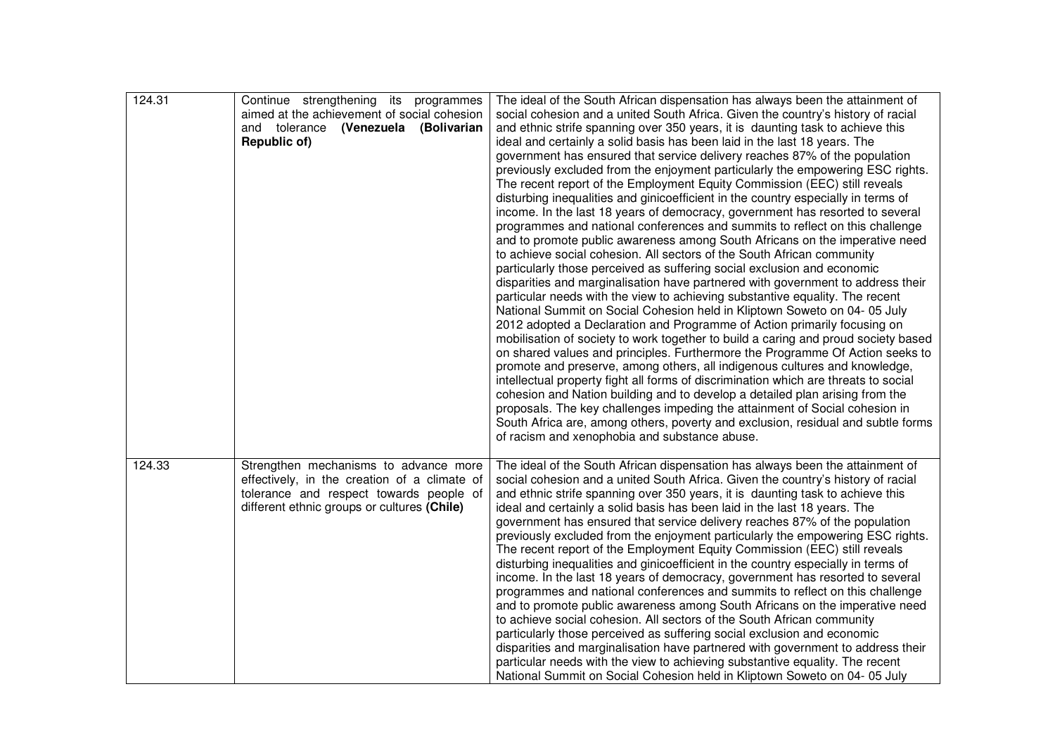| | | |
|---|---|---|
| 124.31 | Continue strengthening its programmes aimed at the achievement of social cohesion and tolerance **(Venezuela (Bolivarian Republic of)** | The ideal of the South African dispensation has always been the attainment of social cohesion and a united South Africa. Given the country's history of racial and ethnic strife spanning over 350 years, it is daunting task to achieve this ideal and certainly a solid basis has been laid in the last 18 years. The government has ensured that service delivery reaches 87% of the population previously excluded from the enjoyment particularly the empowering ESC rights. The recent report of the Employment Equity Commission (EEC) still reveals disturbing inequalities and ginicoefficient in the country especially in terms of income. In the last 18 years of democracy, government has resorted to several programmes and national conferences and summits to reflect on this challenge and to promote public awareness among South Africans on the imperative need to achieve social cohesion. All sectors of the South African community particularly those perceived as suffering social exclusion and economic disparities and marginalisation have partnered with government to address their particular needs with the view to achieving substantive equality. The recent National Summit on Social Cohesion held in Kliptown Soweto on 04- 05 July 2012 adopted a Declaration and Programme of Action primarily focusing on mobilisation of society to work together to build a caring and proud society based on shared values and principles. Furthermore the Programme Of Action seeks to promote and preserve, among others, all indigenous cultures and knowledge, intellectual property fight all forms of discrimination which are threats to social cohesion and Nation building and to develop a detailed plan arising from the proposals. The key challenges impeding the attainment of Social cohesion in South Africa are, among others, poverty and exclusion, residual and subtle forms of racism and xenophobia and substance abuse. |
| 124.33 | Strengthen mechanisms to advance more effectively, in the creation of a climate of tolerance and respect towards people of different ethnic groups or cultures **(Chile)** | The ideal of the South African dispensation has always been the attainment of social cohesion and a united South Africa. Given the country's history of racial and ethnic strife spanning over 350 years, it is daunting task to achieve this ideal and certainly a solid basis has been laid in the last 18 years. The government has ensured that service delivery reaches 87% of the population previously excluded from the enjoyment particularly the empowering ESC rights. The recent report of the Employment Equity Commission (EEC) still reveals disturbing inequalities and ginicoefficient in the country especially in terms of income. In the last 18 years of democracy, government has resorted to several programmes and national conferences and summits to reflect on this challenge and to promote public awareness among South Africans on the imperative need to achieve social cohesion. All sectors of the South African community particularly those perceived as suffering social exclusion and economic disparities and marginalisation have partnered with government to address their particular needs with the view to achieving substantive equality. The recent National Summit on Social Cohesion held in Kliptown Soweto on 04- 05 July |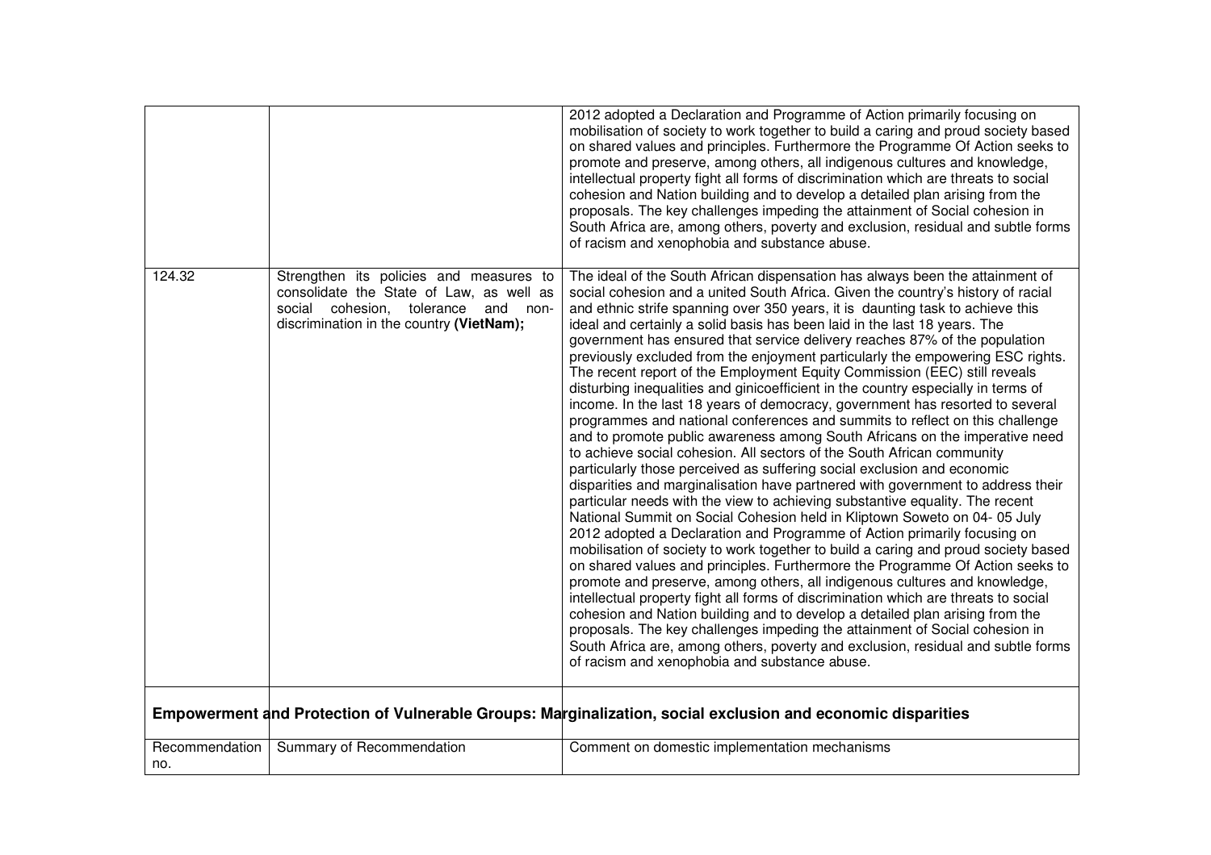| | | |
|---|---|---|
| | | 2012 adopted a Declaration and Programme of Action primarily focusing on mobilisation of society to work together to build a caring and proud society based on shared values and principles. Furthermore the Programme Of Action seeks to promote and preserve, among others, all indigenous cultures and knowledge, intellectual property fight all forms of discrimination which are threats to social cohesion and Nation building and to develop a detailed plan arising from the proposals. The key challenges impeding the attainment of Social cohesion in South Africa are, among others, poverty and exclusion, residual and subtle forms of racism and xenophobia and substance abuse. |
| 124.32 | Strengthen its policies and measures to consolidate the State of Law, as well as social cohesion, tolerance and non-discrimination in the country **(VietNam);** | The ideal of the South African dispensation has always been the attainment of social cohesion and a united South Africa. Given the country's history of racial and ethnic strife spanning over 350 years, it is daunting task to achieve this ideal and certainly a solid basis has been laid in the last 18 years. The government has ensured that service delivery reaches 87% of the population previously excluded from the enjoyment particularly the empowering ESC rights. The recent report of the Employment Equity Commission (EEC) still reveals disturbing inequalities and ginicoefficient in the country especially in terms of income. In the last 18 years of democracy, government has resorted to several programmes and national conferences and summits to reflect on this challenge and to promote public awareness among South Africans on the imperative need to achieve social cohesion. All sectors of the South African community particularly those perceived as suffering social exclusion and economic disparities and marginalisation have partnered with government to address their particular needs with the view to achieving substantive equality. The recent National Summit on Social Cohesion held in Kliptown Soweto on 04- 05 July 2012 adopted a Declaration and Programme of Action primarily focusing on mobilisation of society to work together to build a caring and proud society based on shared values and principles. Furthermore the Programme Of Action seeks to promote and preserve, among others, all indigenous cultures and knowledge, intellectual property fight all forms of discrimination which are threats to social cohesion and Nation building and to develop a detailed plan arising from the proposals. The key challenges impeding the attainment of Social cohesion in South Africa are, among others, poverty and exclusion, residual and subtle forms of racism and xenophobia and substance abuse. |

**Empowerment and Protection of Vulnerable Groups: Marginalization, social exclusion and economic disparities**

| Recommendation no. | Summary of Recommendation | Comment on domestic implementation mechanisms |
|---|---|---|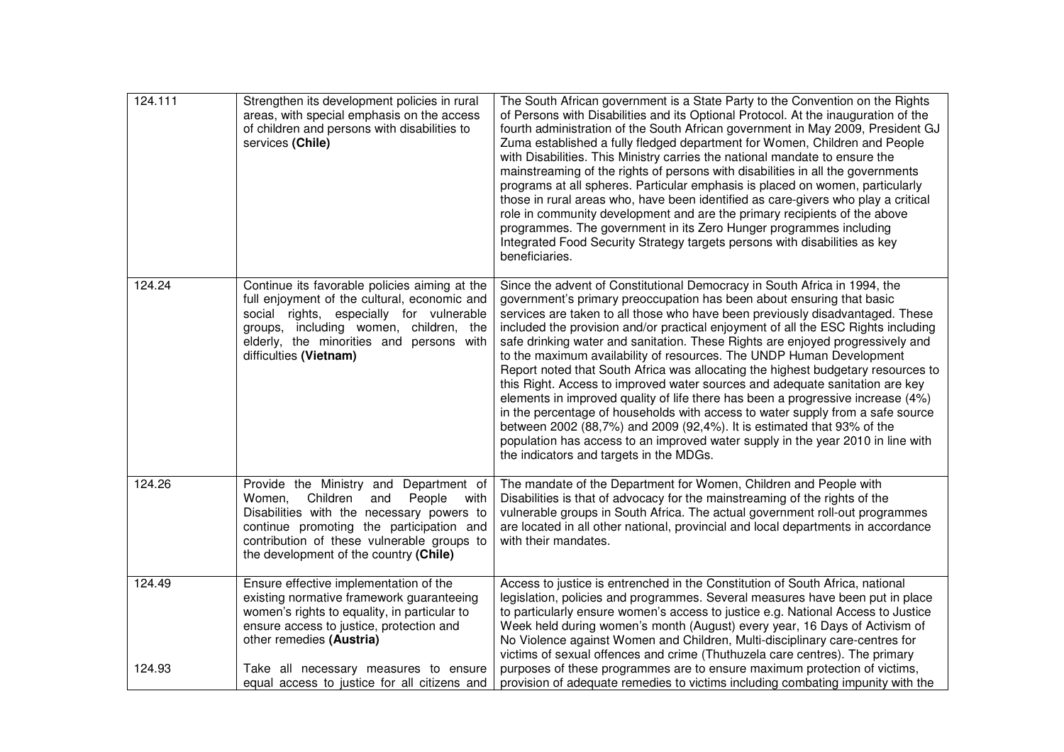| | | |
|---|---|---|
| 124.111 | Strengthen its development policies in rural areas, with special emphasis on the access of children and persons with disabilities to services **(Chile)** | The South African government is a State Party to the Convention on the Rights of Persons with Disabilities and its Optional Protocol. At the inauguration of the fourth administration of the South African government in May 2009, President GJ Zuma established a fully fledged department for Women, Children and People with Disabilities. This Ministry carries the national mandate to ensure the mainstreaming of the rights of persons with disabilities in all the governments programs at all spheres. Particular emphasis is placed on women, particularly those in rural areas who, have been identified as care-givers who play a critical role in community development and are the primary recipients of the above programmes. The government in its Zero Hunger programmes including Integrated Food Security Strategy targets persons with disabilities as key beneficiaries. |
| 124.24 | Continue its favorable policies aiming at the full enjoyment of the cultural, economic and social rights, especially for vulnerable groups, including women, children, the elderly, the minorities and persons with difficulties **(Vietnam)** | Since the advent of Constitutional Democracy in South Africa in 1994, the government's primary preoccupation has been about ensuring that basic services are taken to all those who have been previously disadvantaged. These included the provision and/or practical enjoyment of all the ESC Rights including safe drinking water and sanitation. These Rights are enjoyed progressively and to the maximum availability of resources. The UNDP Human Development Report noted that South Africa was allocating the highest budgetary resources to this Right. Access to improved water sources and adequate sanitation are key elements in improved quality of life there has been a progressive increase (4%) in the percentage of households with access to water supply from a safe source between 2002 (88,7%) and 2009 (92,4%). It is estimated that 93% of the population has access to an improved water supply in the year 2010 in line with the indicators and targets in the MDGs. |
| 124.26 | Provide the Ministry and Department of Women, Children and People with Disabilities with the necessary powers to continue promoting the participation and contribution of these vulnerable groups to the development of the country **(Chile)** | The mandate of the Department for Women, Children and People with Disabilities is that of advocacy for the mainstreaming of the rights of the vulnerable groups in South Africa. The actual government roll-out programmes are located in all other national, provincial and local departments in accordance with their mandates. |
| 124.49<br><br>124.93 | Ensure effective implementation of the existing normative framework guaranteeing women's rights to equality, in particular to ensure access to justice, protection and other remedies **(Austria)**<br><br>Take all necessary measures to ensure equal access to justice for all citizens and | Access to justice is entrenched in the Constitution of South Africa, national legislation, policies and programmes. Several measures have been put in place to particularly ensure women's access to justice e.g. National Access to Justice Week held during women's month (August) every year, 16 Days of Activism of No Violence against Women and Children, Multi-disciplinary care-centres for victims of sexual offences and crime (Thuthuzela care centres). The primary purposes of these programmes are to ensure maximum protection of victims, provision of adequate remedies to victims including combating impunity with the |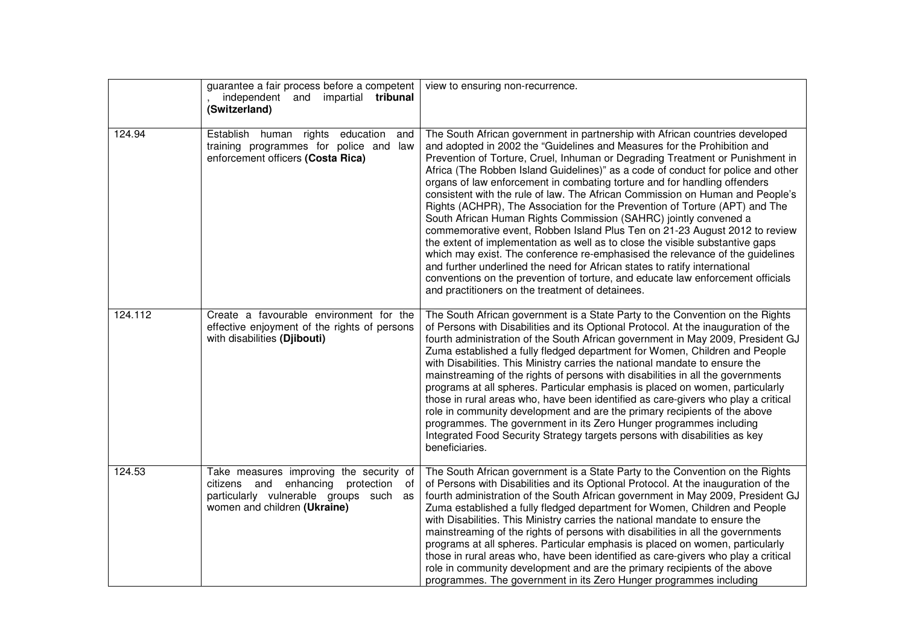|  |  |  |
|---|---|---|
|  | guarantee a fair process before a competent , independent and impartial **tribunal (Switzerland)** | view to ensuring non-recurrence. |
| 124.94 | Establish human rights education and training programmes for police and law enforcement officers **(Costa Rica)** | The South African government in partnership with African countries developed and adopted in 2002 the "Guidelines and Measures for the Prohibition and Prevention of Torture, Cruel, Inhuman or Degrading Treatment or Punishment in Africa (The Robben Island Guidelines)" as a code of conduct for police and other organs of law enforcement in combating torture and for handling offenders consistent with the rule of law. The African Commission on Human and People's Rights (ACHPR), The Association for the Prevention of Torture (APT) and The South African Human Rights Commission (SAHRC) jointly convened a commemorative event, Robben Island Plus Ten on 21-23 August 2012 to review the extent of implementation as well as to close the visible substantive gaps which may exist. The conference re-emphasised the relevance of the guidelines and further underlined the need for African states to ratify international conventions on the prevention of torture, and educate law enforcement officials and practitioners on the treatment of detainees. |
| 124.112 | Create a favourable environment for the effective enjoyment of the rights of persons with disabilities **(Djibouti)** | The South African government is a State Party to the Convention on the Rights of Persons with Disabilities and its Optional Protocol. At the inauguration of the fourth administration of the South African government in May 2009, President GJ Zuma established a fully fledged department for Women, Children and People with Disabilities. This Ministry carries the national mandate to ensure the mainstreaming of the rights of persons with disabilities in all the governments programs at all spheres. Particular emphasis is placed on women, particularly those in rural areas who, have been identified as care-givers who play a critical role in community development and are the primary recipients of the above programmes. The government in its Zero Hunger programmes including Integrated Food Security Strategy targets persons with disabilities as key beneficiaries. |
| 124.53 | Take measures improving the security of citizens and enhancing protection of particularly vulnerable groups such as women and children **(Ukraine)** | The South African government is a State Party to the Convention on the Rights of Persons with Disabilities and its Optional Protocol. At the inauguration of the fourth administration of the South African government in May 2009, President GJ Zuma established a fully fledged department for Women, Children and People with Disabilities. This Ministry carries the national mandate to ensure the mainstreaming of the rights of persons with disabilities in all the governments programs at all spheres. Particular emphasis is placed on women, particularly those in rural areas who, have been identified as care-givers who play a critical role in community development and are the primary recipients of the above programmes. The government in its Zero Hunger programmes including |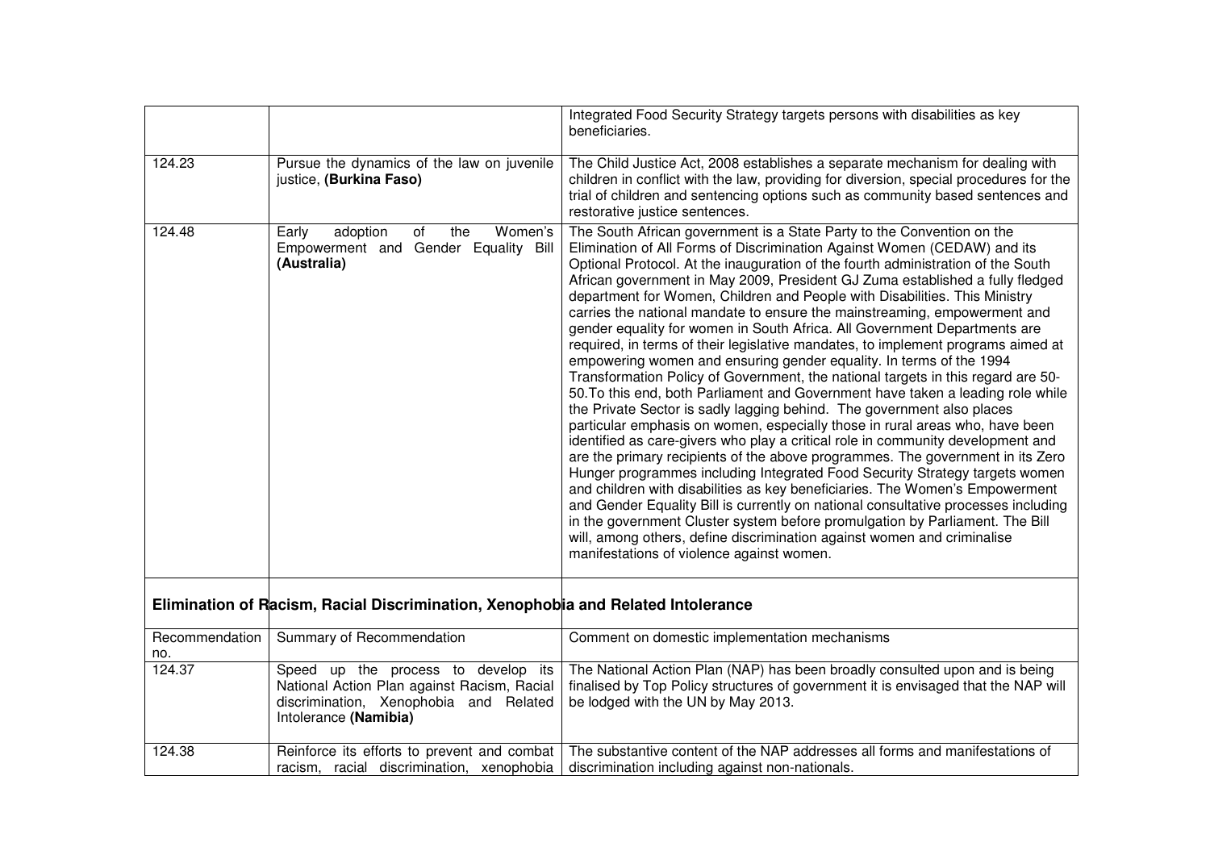| | | |
|---|---|---|
| | | Integrated Food Security Strategy targets persons with disabilities as key beneficiaries. |
| 124.23 | Pursue the dynamics of the law on juvenile justice, **(Burkina Faso)** | The Child Justice Act, 2008 establishes a separate mechanism for dealing with children in conflict with the law, providing for diversion, special procedures for the trial of children and sentencing options such as community based sentences and restorative justice sentences. |
| 124.48 | Early adoption of the Women's Empowerment and Gender Equality Bill **(Australia)** | The South African government is a State Party to the Convention on the Elimination of All Forms of Discrimination Against Women (CEDAW) and its Optional Protocol. At the inauguration of the fourth administration of the South African government in May 2009, President GJ Zuma established a fully fledged department for Women, Children and People with Disabilities. This Ministry carries the national mandate to ensure the mainstreaming, empowerment and gender equality for women in South Africa. All Government Departments are required, in terms of their legislative mandates, to implement programs aimed at empowering women and ensuring gender equality. In terms of the 1994 Transformation Policy of Government, the national targets in this regard are 50-50.To this end, both Parliament and Government have taken a leading role while the Private Sector is sadly lagging behind. The government also places particular emphasis on women, especially those in rural areas who, have been identified as care-givers who play a critical role in community development and are the primary recipients of the above programmes. The government in its Zero Hunger programmes including Integrated Food Security Strategy targets women and children with disabilities as key beneficiaries. The Women's Empowerment and Gender Equality Bill is currently on national consultative processes including in the government Cluster system before promulgation by Parliament. The Bill will, among others, define discrimination against women and criminalise manifestations of violence against women. |

**Elimination of Racism, Racial Discrimination, Xenophobia and Related Intolerance**

| Recommendation no. | Summary of Recommendation | Comment on domestic implementation mechanisms |
|---|---|---|
| 124.37 | Speed up the process to develop its National Action Plan against Racism, Racial discrimination, Xenophobia and Related Intolerance **(Namibia)** | The National Action Plan (NAP) has been broadly consulted upon and is being finalised by Top Policy structures of government it is envisaged that the NAP will be lodged with the UN by May 2013. |
| 124.38 | Reinforce its efforts to prevent and combat racism, racial discrimination, xenophobia | The substantive content of the NAP addresses all forms and manifestations of discrimination including against non-nationals. |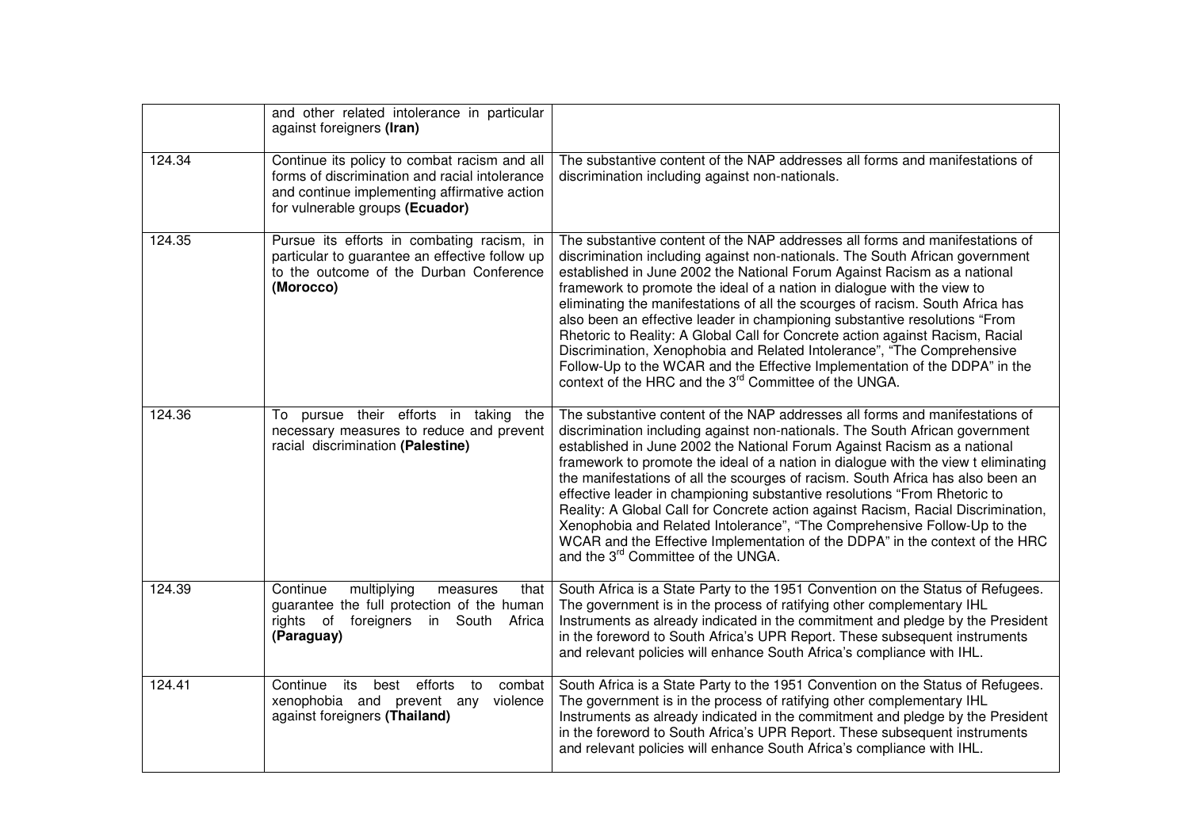|  |  |  |
| --- | --- | --- |
|  | and other related intolerance in particular against foreigners **(Iran)** |  |
| 124.34 | Continue its policy to combat racism and all forms of discrimination and racial intolerance and continue implementing affirmative action for vulnerable groups **(Ecuador)** | The substantive content of the NAP addresses all forms and manifestations of discrimination including against non-nationals. |
| 124.35 | Pursue its efforts in combating racism, in particular to guarantee an effective follow up to the outcome of the Durban Conference **(Morocco)** | The substantive content of the NAP addresses all forms and manifestations of discrimination including against non-nationals. The South African government established in June 2002 the National Forum Against Racism as a national framework to promote the ideal of a nation in dialogue with the view to eliminating the manifestations of all the scourges of racism. South Africa has also been an effective leader in championing substantive resolutions "From Rhetoric to Reality: A Global Call for Concrete action against Racism, Racial Discrimination, Xenophobia and Related Intolerance", "The Comprehensive Follow-Up to the WCAR and the Effective Implementation of the DDPA" in the context of the HRC and the 3rd Committee of the UNGA. |
| 124.36 | To pursue their efforts in taking the necessary measures to reduce and prevent racial discrimination **(Palestine)** | The substantive content of the NAP addresses all forms and manifestations of discrimination including against non-nationals. The South African government established in June 2002 the National Forum Against Racism as a national framework to promote the ideal of a nation in dialogue with the view t eliminating the manifestations of all the scourges of racism. South Africa has also been an effective leader in championing substantive resolutions "From Rhetoric to Reality: A Global Call for Concrete action against Racism, Racial Discrimination, Xenophobia and Related Intolerance", "The Comprehensive Follow-Up to the WCAR and the Effective Implementation of the DDPA" in the context of the HRC and the 3rd Committee of the UNGA. |
| 124.39 | Continue multiplying measures that guarantee the full protection of the human rights of foreigners in South Africa **(Paraguay)** | South Africa is a State Party to the 1951 Convention on the Status of Refugees. The government is in the process of ratifying other complementary IHL Instruments as already indicated in the commitment and pledge by the President in the foreword to South Africa's UPR Report. These subsequent instruments and relevant policies will enhance South Africa's compliance with IHL. |
| 124.41 | Continue its best efforts to combat xenophobia and prevent any violence against foreigners **(Thailand)** | South Africa is a State Party to the 1951 Convention on the Status of Refugees. The government is in the process of ratifying other complementary IHL Instruments as already indicated in the commitment and pledge by the President in the foreword to South Africa's UPR Report. These subsequent instruments and relevant policies will enhance South Africa's compliance with IHL. |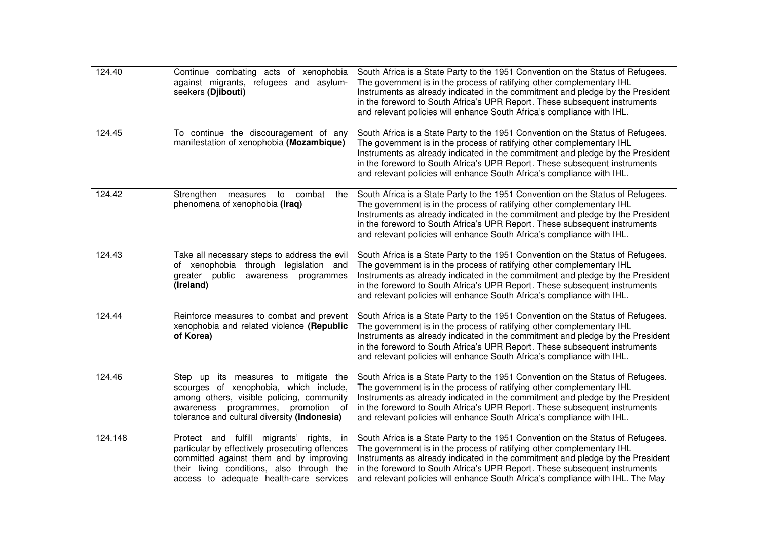| | | |
|---|---|---|
| 124.40 | Continue combating acts of xenophobia against migrants, refugees and asylum-seekers **(Djibouti)** | South Africa is a State Party to the 1951 Convention on the Status of Refugees. The government is in the process of ratifying other complementary IHL Instruments as already indicated in the commitment and pledge by the President in the foreword to South Africa's UPR Report. These subsequent instruments and relevant policies will enhance South Africa's compliance with IHL. |
| 124.45 | To continue the discouragement of any manifestation of xenophobia **(Mozambique)** | South Africa is a State Party to the 1951 Convention on the Status of Refugees. The government is in the process of ratifying other complementary IHL Instruments as already indicated in the commitment and pledge by the President in the foreword to South Africa's UPR Report. These subsequent instruments and relevant policies will enhance South Africa's compliance with IHL. |
| 124.42 | Strengthen measures to combat the phenomena of xenophobia **(Iraq)** | South Africa is a State Party to the 1951 Convention on the Status of Refugees. The government is in the process of ratifying other complementary IHL Instruments as already indicated in the commitment and pledge by the President in the foreword to South Africa's UPR Report. These subsequent instruments and relevant policies will enhance South Africa's compliance with IHL. |
| 124.43 | Take all necessary steps to address the evil of xenophobia through legislation and greater public awareness programmes **(Ireland)** | South Africa is a State Party to the 1951 Convention on the Status of Refugees. The government is in the process of ratifying other complementary IHL Instruments as already indicated in the commitment and pledge by the President in the foreword to South Africa's UPR Report. These subsequent instruments and relevant policies will enhance South Africa's compliance with IHL. |
| 124.44 | Reinforce measures to combat and prevent xenophobia and related violence **(Republic of Korea)** | South Africa is a State Party to the 1951 Convention on the Status of Refugees. The government is in the process of ratifying other complementary IHL Instruments as already indicated in the commitment and pledge by the President in the foreword to South Africa's UPR Report. These subsequent instruments and relevant policies will enhance South Africa's compliance with IHL. |
| 124.46 | Step up its measures to mitigate the scourges of xenophobia, which include, among others, visible policing, community awareness programmes, promotion of tolerance and cultural diversity **(Indonesia)** | South Africa is a State Party to the 1951 Convention on the Status of Refugees. The government is in the process of ratifying other complementary IHL Instruments as already indicated in the commitment and pledge by the President in the foreword to South Africa's UPR Report. These subsequent instruments and relevant policies will enhance South Africa's compliance with IHL. |
| 124.148 | Protect and fulfill migrants' rights, in particular by effectively prosecuting offences committed against them and by improving their living conditions, also through the access to adequate health-care services | South Africa is a State Party to the 1951 Convention on the Status of Refugees. The government is in the process of ratifying other complementary IHL Instruments as already indicated in the commitment and pledge by the President in the foreword to South Africa's UPR Report. These subsequent instruments and relevant policies will enhance South Africa's compliance with IHL. The May |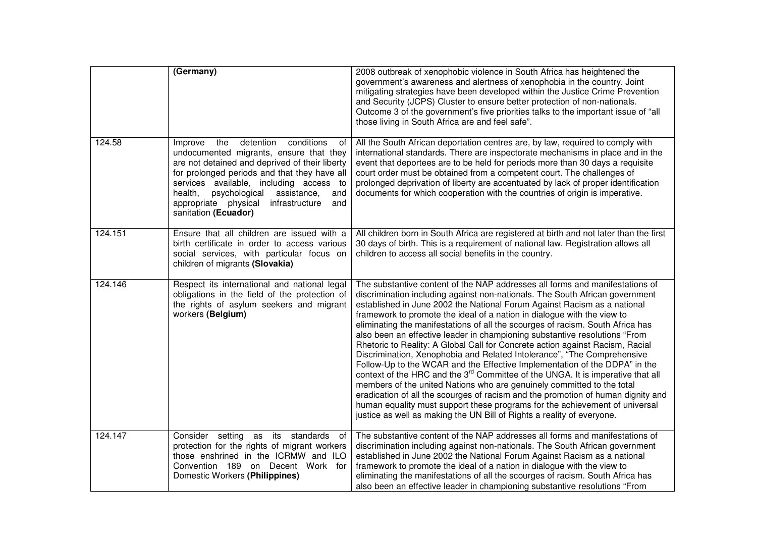|  |  |  |
| --- | --- | --- |
|  | **(Germany)** | 2008 outbreak of xenophobic violence in South Africa has heightened the government's awareness and alertness of xenophobia in the country. Joint mitigating strategies have been developed within the Justice Crime Prevention and Security (JCPS) Cluster to ensure better protection of non-nationals. Outcome 3 of the government's five priorities talks to the important issue of "all those living in South Africa are and feel safe". |
| 124.58 | Improve the detention conditions of undocumented migrants, ensure that they are not detained and deprived of their liberty for prolonged periods and that they have all services available, including access to health, psychological assistance, and appropriate physical infrastructure and sanitation **(Ecuador)** | All the South African deportation centres are, by law, required to comply with international standards. There are inspectorate mechanisms in place and in the event that deportees are to be held for periods more than 30 days a requisite court order must be obtained from a competent court. The challenges of prolonged deprivation of liberty are accentuated by lack of proper identification documents for which cooperation with the countries of origin is imperative. |
| 124.151 | Ensure that all children are issued with a birth certificate in order to access various social services, with particular focus on children of migrants **(Slovakia)** | All children born in South Africa are registered at birth and not later than the first 30 days of birth. This is a requirement of national law. Registration allows all children to access all social benefits in the country. |
| 124.146 | Respect its international and national legal obligations in the field of the protection of the rights of asylum seekers and migrant workers **(Belgium)** | The substantive content of the NAP addresses all forms and manifestations of discrimination including against non-nationals. The South African government established in June 2002 the National Forum Against Racism as a national framework to promote the ideal of a nation in dialogue with the view to eliminating the manifestations of all the scourges of racism. South Africa has also been an effective leader in championing substantive resolutions "From Rhetoric to Reality: A Global Call for Concrete action against Racism, Racial Discrimination, Xenophobia and Related Intolerance", "The Comprehensive Follow-Up to the WCAR and the Effective Implementation of the DDPA" in the context of the HRC and the 3rd Committee of the UNGA. It is imperative that all members of the united Nations who are genuinely committed to the total eradication of all the scourges of racism and the promotion of human dignity and human equality must support these programs for the achievement of universal justice as well as making the UN Bill of Rights a reality of everyone. |
| 124.147 | Consider setting as its standards of protection for the rights of migrant workers those enshrined in the ICRMW and ILO Convention 189 on Decent Work for Domestic Workers **(Philippines)** | The substantive content of the NAP addresses all forms and manifestations of discrimination including against non-nationals. The South African government established in June 2002 the National Forum Against Racism as a national framework to promote the ideal of a nation in dialogue with the view to eliminating the manifestations of all the scourges of racism. South Africa has also been an effective leader in championing substantive resolutions "From |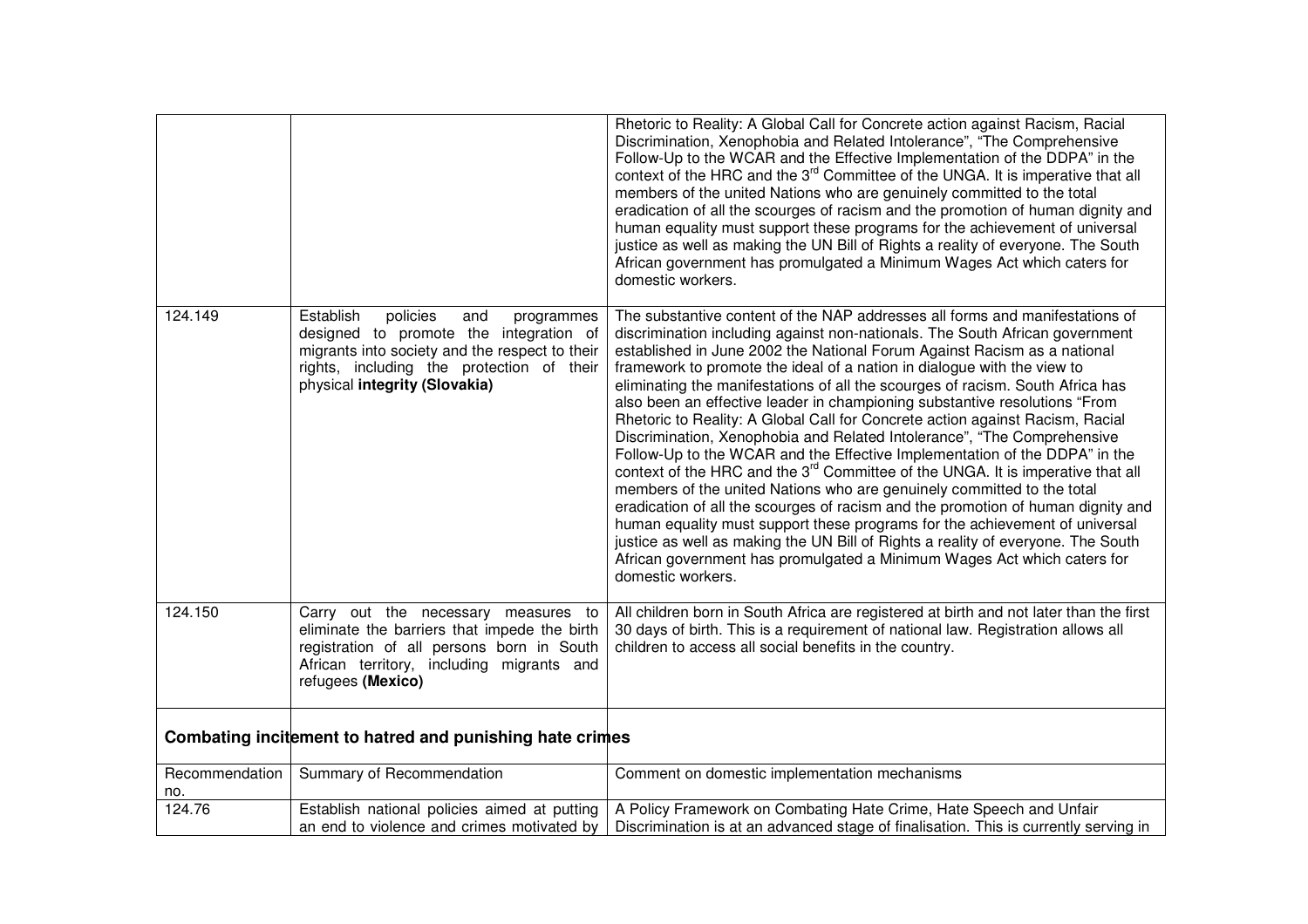| | | |
|---|---|---|
| | | Rhetoric to Reality: A Global Call for Concrete action against Racism, Racial Discrimination, Xenophobia and Related Intolerance", "The Comprehensive Follow-Up to the WCAR and the Effective Implementation of the DDPA" in the context of the HRC and the 3rd Committee of the UNGA. It is imperative that all members of the united Nations who are genuinely committed to the total eradication of all the scourges of racism and the promotion of human dignity and human equality must support these programs for the achievement of universal justice as well as making the UN Bill of Rights a reality of everyone. The South African government has promulgated a Minimum Wages Act which caters for domestic workers. |
| 124.149 | Establish policies and programmes designed to promote the integration of migrants into society and the respect to their rights, including the protection of their physical **integrity (Slovakia)** | The substantive content of the NAP addresses all forms and manifestations of discrimination including against non-nationals. The South African government established in June 2002 the National Forum Against Racism as a national framework to promote the ideal of a nation in dialogue with the view to eliminating the manifestations of all the scourges of racism. South Africa has also been an effective leader in championing substantive resolutions "From Rhetoric to Reality: A Global Call for Concrete action against Racism, Racial Discrimination, Xenophobia and Related Intolerance", "The Comprehensive Follow-Up to the WCAR and the Effective Implementation of the DDPA" in the context of the HRC and the 3rd Committee of the UNGA. It is imperative that all members of the united Nations who are genuinely committed to the total eradication of all the scourges of racism and the promotion of human dignity and human equality must support these programs for the achievement of universal justice as well as making the UN Bill of Rights a reality of everyone. The South African government has promulgated a Minimum Wages Act which caters for domestic workers. |
| 124.150 | Carry out the necessary measures to eliminate the barriers that impede the birth registration of all persons born in South African territory, including migrants and refugees **(Mexico)** | All children born in South Africa are registered at birth and not later than the first 30 days of birth. This is a requirement of national law. Registration allows all children to access all social benefits in the country. |

**Combating incitement to hatred and punishing hate crimes**

| Recommendation no. | Summary of Recommendation | Comment on domestic implementation mechanisms |
|---|---|---|
| 124.76 | Establish national policies aimed at putting an end to violence and crimes motivated by | A Policy Framework on Combating Hate Crime, Hate Speech and Unfair Discrimination is at an advanced stage of finalisation. This is currently serving in |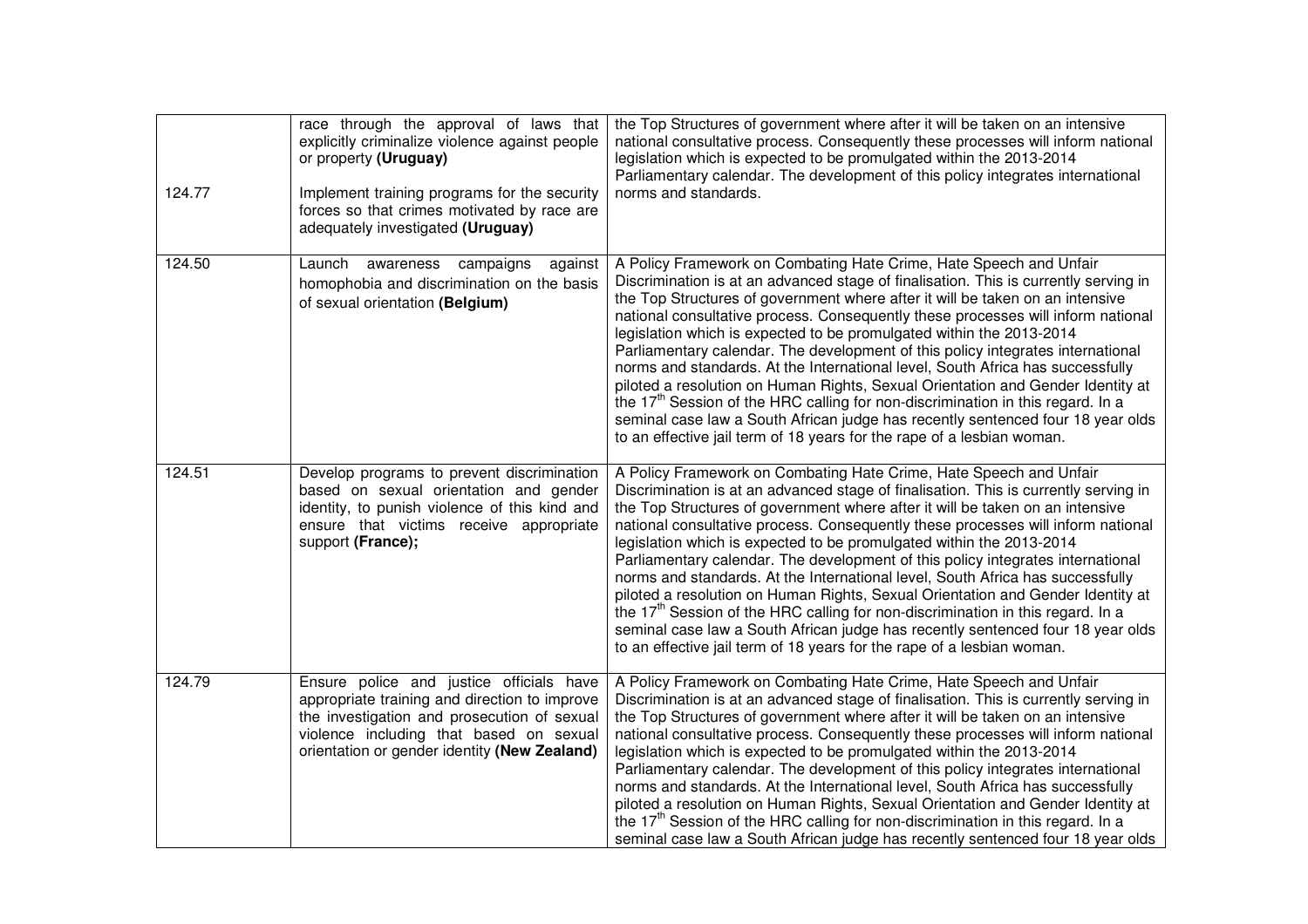| | | |
|---|---|---|
| 124.77 | race through the approval of laws that explicitly criminalize violence against people or property **(Uruguay)**<br><br>Implement training programs for the security forces so that crimes motivated by race are adequately investigated **(Uruguay)** | the Top Structures of government where after it will be taken on an intensive national consultative process. Consequently these processes will inform national legislation which is expected to be promulgated within the 2013-2014 Parliamentary calendar. The development of this policy integrates international norms and standards. |
| 124.50 | Launch awareness campaigns against homophobia and discrimination on the basis of sexual orientation **(Belgium)** | A Policy Framework on Combating Hate Crime, Hate Speech and Unfair Discrimination is at an advanced stage of finalisation. This is currently serving in the Top Structures of government where after it will be taken on an intensive national consultative process. Consequently these processes will inform national legislation which is expected to be promulgated within the 2013-2014 Parliamentary calendar. The development of this policy integrates international norms and standards. At the International level, South Africa has successfully piloted a resolution on Human Rights, Sexual Orientation and Gender Identity at the 17th Session of the HRC calling for non-discrimination in this regard. In a seminal case law a South African judge has recently sentenced four 18 year olds to an effective jail term of 18 years for the rape of a lesbian woman. |
| 124.51 | Develop programs to prevent discrimination based on sexual orientation and gender identity, to punish violence of this kind and ensure that victims receive appropriate support **(France);** | A Policy Framework on Combating Hate Crime, Hate Speech and Unfair Discrimination is at an advanced stage of finalisation. This is currently serving in the Top Structures of government where after it will be taken on an intensive national consultative process. Consequently these processes will inform national legislation which is expected to be promulgated within the 2013-2014 Parliamentary calendar. The development of this policy integrates international norms and standards. At the International level, South Africa has successfully piloted a resolution on Human Rights, Sexual Orientation and Gender Identity at the 17th Session of the HRC calling for non-discrimination in this regard. In a seminal case law a South African judge has recently sentenced four 18 year olds to an effective jail term of 18 years for the rape of a lesbian woman. |
| 124.79 | Ensure police and justice officials have appropriate training and direction to improve the investigation and prosecution of sexual violence including that based on sexual orientation or gender identity **(New Zealand)** | A Policy Framework on Combating Hate Crime, Hate Speech and Unfair Discrimination is at an advanced stage of finalisation. This is currently serving in the Top Structures of government where after it will be taken on an intensive national consultative process. Consequently these processes will inform national legislation which is expected to be promulgated within the 2013-2014 Parliamentary calendar. The development of this policy integrates international norms and standards. At the International level, South Africa has successfully piloted a resolution on Human Rights, Sexual Orientation and Gender Identity at the 17th Session of the HRC calling for non-discrimination in this regard. In a seminal case law a South African judge has recently sentenced four 18 year olds |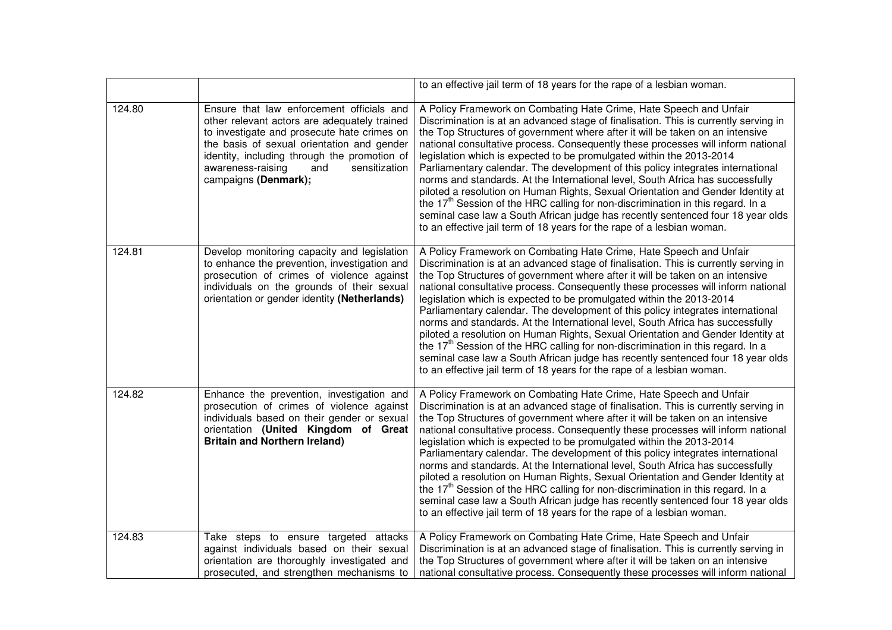| | | |
|---|---|---|
| | | to an effective jail term of 18 years for the rape of a lesbian woman. |
| 124.80 | Ensure that law enforcement officials and other relevant actors are adequately trained to investigate and prosecute hate crimes on the basis of sexual orientation and gender identity, including through the promotion of awareness-raising and sensitization campaigns **(Denmark);** | A Policy Framework on Combating Hate Crime, Hate Speech and Unfair Discrimination is at an advanced stage of finalisation. This is currently serving in the Top Structures of government where after it will be taken on an intensive national consultative process. Consequently these processes will inform national legislation which is expected to be promulgated within the 2013-2014 Parliamentary calendar. The development of this policy integrates international norms and standards. At the International level, South Africa has successfully piloted a resolution on Human Rights, Sexual Orientation and Gender Identity at the 17th Session of the HRC calling for non-discrimination in this regard. In a seminal case law a South African judge has recently sentenced four 18 year olds to an effective jail term of 18 years for the rape of a lesbian woman. |
| 124.81 | Develop monitoring capacity and legislation to enhance the prevention, investigation and prosecution of crimes of violence against individuals on the grounds of their sexual orientation or gender identity **(Netherlands)** | A Policy Framework on Combating Hate Crime, Hate Speech and Unfair Discrimination is at an advanced stage of finalisation. This is currently serving in the Top Structures of government where after it will be taken on an intensive national consultative process. Consequently these processes will inform national legislation which is expected to be promulgated within the 2013-2014 Parliamentary calendar. The development of this policy integrates international norms and standards. At the International level, South Africa has successfully piloted a resolution on Human Rights, Sexual Orientation and Gender Identity at the 17th Session of the HRC calling for non-discrimination in this regard. In a seminal case law a South African judge has recently sentenced four 18 year olds to an effective jail term of 18 years for the rape of a lesbian woman. |
| 124.82 | Enhance the prevention, investigation and prosecution of crimes of violence against individuals based on their gender or sexual orientation **(United Kingdom of Great Britain and Northern Ireland)** | A Policy Framework on Combating Hate Crime, Hate Speech and Unfair Discrimination is at an advanced stage of finalisation. This is currently serving in the Top Structures of government where after it will be taken on an intensive national consultative process. Consequently these processes will inform national legislation which is expected to be promulgated within the 2013-2014 Parliamentary calendar. The development of this policy integrates international norms and standards. At the International level, South Africa has successfully piloted a resolution on Human Rights, Sexual Orientation and Gender Identity at the 17th Session of the HRC calling for non-discrimination in this regard. In a seminal case law a South African judge has recently sentenced four 18 year olds to an effective jail term of 18 years for the rape of a lesbian woman. |
| 124.83 | Take steps to ensure targeted attacks against individuals based on their sexual orientation are thoroughly investigated and prosecuted, and strengthen mechanisms to | A Policy Framework on Combating Hate Crime, Hate Speech and Unfair Discrimination is at an advanced stage of finalisation. This is currently serving in the Top Structures of government where after it will be taken on an intensive national consultative process. Consequently these processes will inform national |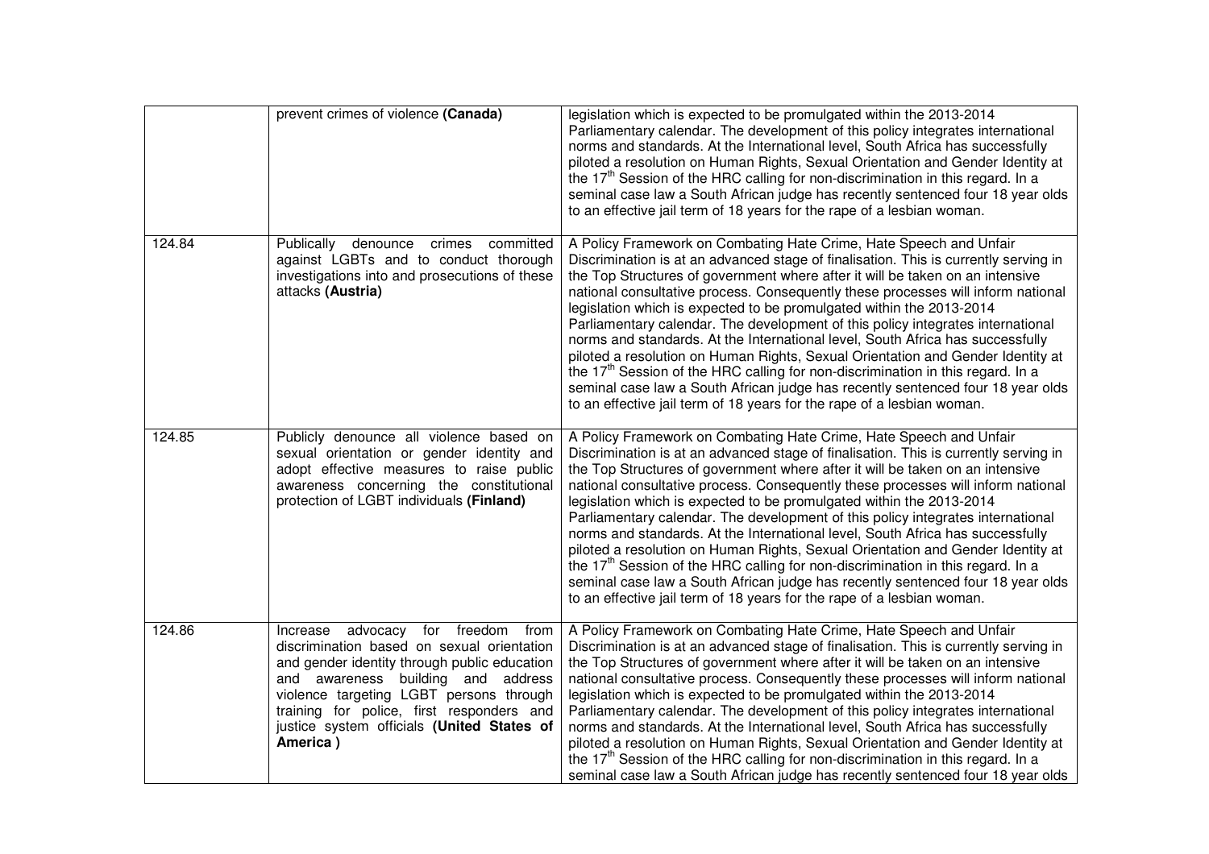|  |  |  |
|---|---|---|
|  | prevent crimes of violence **(Canada)** | legislation which is expected to be promulgated within the 2013-2014 Parliamentary calendar. The development of this policy integrates international norms and standards. At the International level, South Africa has successfully piloted a resolution on Human Rights, Sexual Orientation and Gender Identity at the 17th Session of the HRC calling for non-discrimination in this regard. In a seminal case law a South African judge has recently sentenced four 18 year olds to an effective jail term of 18 years for the rape of a lesbian woman. |
| 124.84 | Publically denounce crimes committed against LGBTs and to conduct thorough investigations into and prosecutions of these attacks **(Austria)** | A Policy Framework on Combating Hate Crime, Hate Speech and Unfair Discrimination is at an advanced stage of finalisation. This is currently serving in the Top Structures of government where after it will be taken on an intensive national consultative process. Consequently these processes will inform national legislation which is expected to be promulgated within the 2013-2014 Parliamentary calendar. The development of this policy integrates international norms and standards. At the International level, South Africa has successfully piloted a resolution on Human Rights, Sexual Orientation and Gender Identity at the 17th Session of the HRC calling for non-discrimination in this regard. In a seminal case law a South African judge has recently sentenced four 18 year olds to an effective jail term of 18 years for the rape of a lesbian woman. |
| 124.85 | Publicly denounce all violence based on sexual orientation or gender identity and adopt effective measures to raise public awareness concerning the constitutional protection of LGBT individuals **(Finland)** | A Policy Framework on Combating Hate Crime, Hate Speech and Unfair Discrimination is at an advanced stage of finalisation. This is currently serving in the Top Structures of government where after it will be taken on an intensive national consultative process. Consequently these processes will inform national legislation which is expected to be promulgated within the 2013-2014 Parliamentary calendar. The development of this policy integrates international norms and standards. At the International level, South Africa has successfully piloted a resolution on Human Rights, Sexual Orientation and Gender Identity at the 17th Session of the HRC calling for non-discrimination in this regard. In a seminal case law a South African judge has recently sentenced four 18 year olds to an effective jail term of 18 years for the rape of a lesbian woman. |
| 124.86 | Increase advocacy for freedom from discrimination based on sexual orientation and gender identity through public education and awareness building and address violence targeting LGBT persons through training for police, first responders and justice system officials **(United States of America )** | A Policy Framework on Combating Hate Crime, Hate Speech and Unfair Discrimination is at an advanced stage of finalisation. This is currently serving in the Top Structures of government where after it will be taken on an intensive national consultative process. Consequently these processes will inform national legislation which is expected to be promulgated within the 2013-2014 Parliamentary calendar. The development of this policy integrates international norms and standards. At the International level, South Africa has successfully piloted a resolution on Human Rights, Sexual Orientation and Gender Identity at the 17th Session of the HRC calling for non-discrimination in this regard. In a seminal case law a South African judge has recently sentenced four 18 year olds |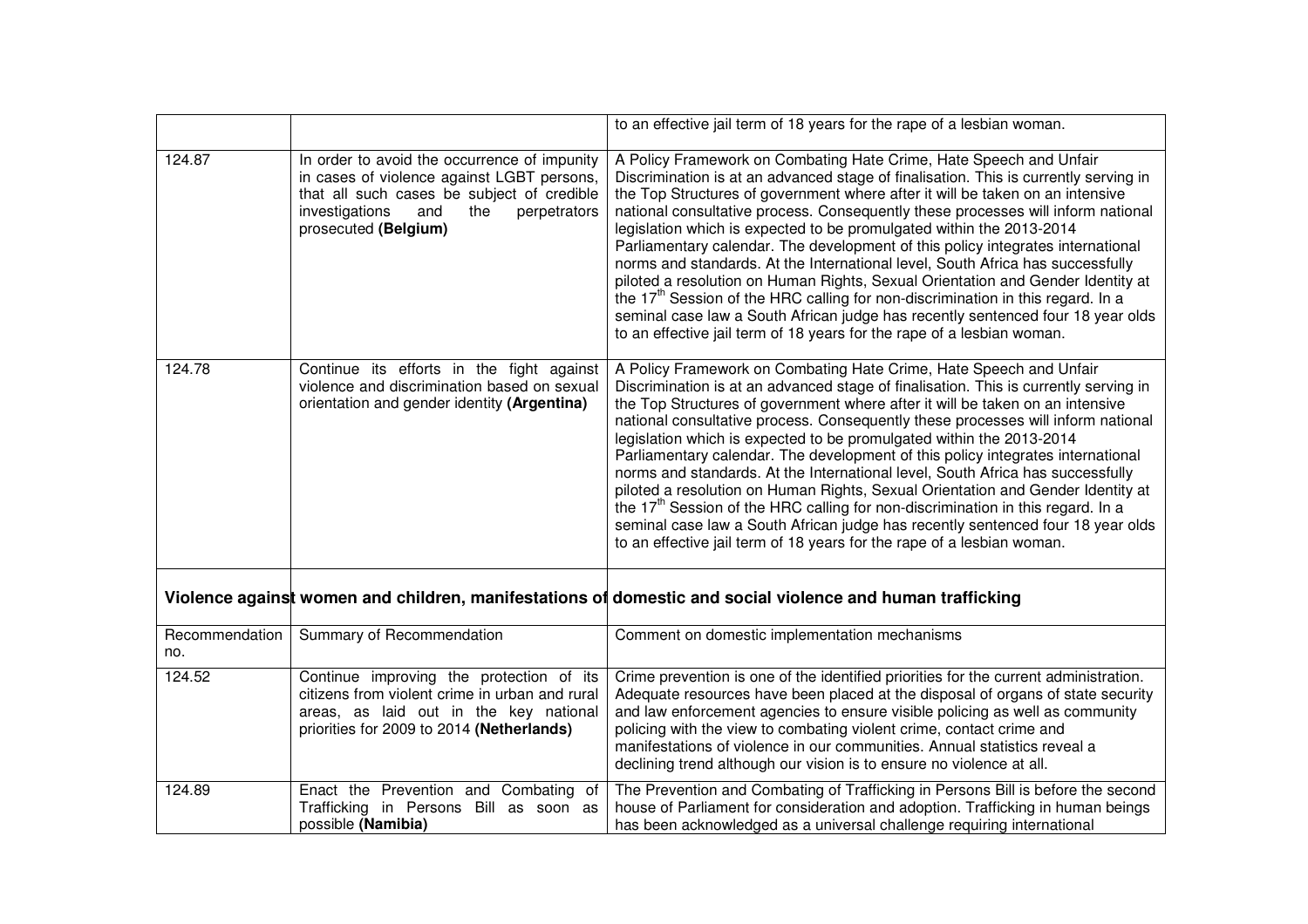| | | to an effective jail term of 18 years for the rape of a lesbian woman. |
|---|---|---|
| 124.87 | In order to avoid the occurrence of impunity in cases of violence against LGBT persons, that all such cases be subject of credible investigations and the perpetrators prosecuted **(Belgium)** | A Policy Framework on Combating Hate Crime, Hate Speech and Unfair Discrimination is at an advanced stage of finalisation. This is currently serving in the Top Structures of government where after it will be taken on an intensive national consultative process. Consequently these processes will inform national legislation which is expected to be promulgated within the 2013-2014 Parliamentary calendar. The development of this policy integrates international norms and standards. At the International level, South Africa has successfully piloted a resolution on Human Rights, Sexual Orientation and Gender Identity at the 17th Session of the HRC calling for non-discrimination in this regard. In a seminal case law a South African judge has recently sentenced four 18 year olds to an effective jail term of 18 years for the rape of a lesbian woman. |
| 124.78 | Continue its efforts in the fight against violence and discrimination based on sexual orientation and gender identity **(Argentina)** | A Policy Framework on Combating Hate Crime, Hate Speech and Unfair Discrimination is at an advanced stage of finalisation. This is currently serving in the Top Structures of government where after it will be taken on an intensive national consultative process. Consequently these processes will inform national legislation which is expected to be promulgated within the 2013-2014 Parliamentary calendar. The development of this policy integrates international norms and standards. At the International level, South Africa has successfully piloted a resolution on Human Rights, Sexual Orientation and Gender Identity at the 17th Session of the HRC calling for non-discrimination in this regard. In a seminal case law a South African judge has recently sentenced four 18 year olds to an effective jail term of 18 years for the rape of a lesbian woman. |

**Violence against women and children, manifestations of domestic and social violence and human trafficking**

| Recommendation no. | Summary of Recommendation | Comment on domestic implementation mechanisms |
|---|---|---|
| 124.52 | Continue improving the protection of its citizens from violent crime in urban and rural areas, as laid out in the key national priorities for 2009 to 2014 **(Netherlands)** | Crime prevention is one of the identified priorities for the current administration. Adequate resources have been placed at the disposal of organs of state security and law enforcement agencies to ensure visible policing as well as community policing with the view to combating violent crime, contact crime and manifestations of violence in our communities. Annual statistics reveal a declining trend although our vision is to ensure no violence at all. |
| 124.89 | Enact the Prevention and Combating of Trafficking in Persons Bill as soon as possible **(Namibia)** | The Prevention and Combating of Trafficking in Persons Bill is before the second house of Parliament for consideration and adoption. Trafficking in human beings has been acknowledged as a universal challenge requiring international |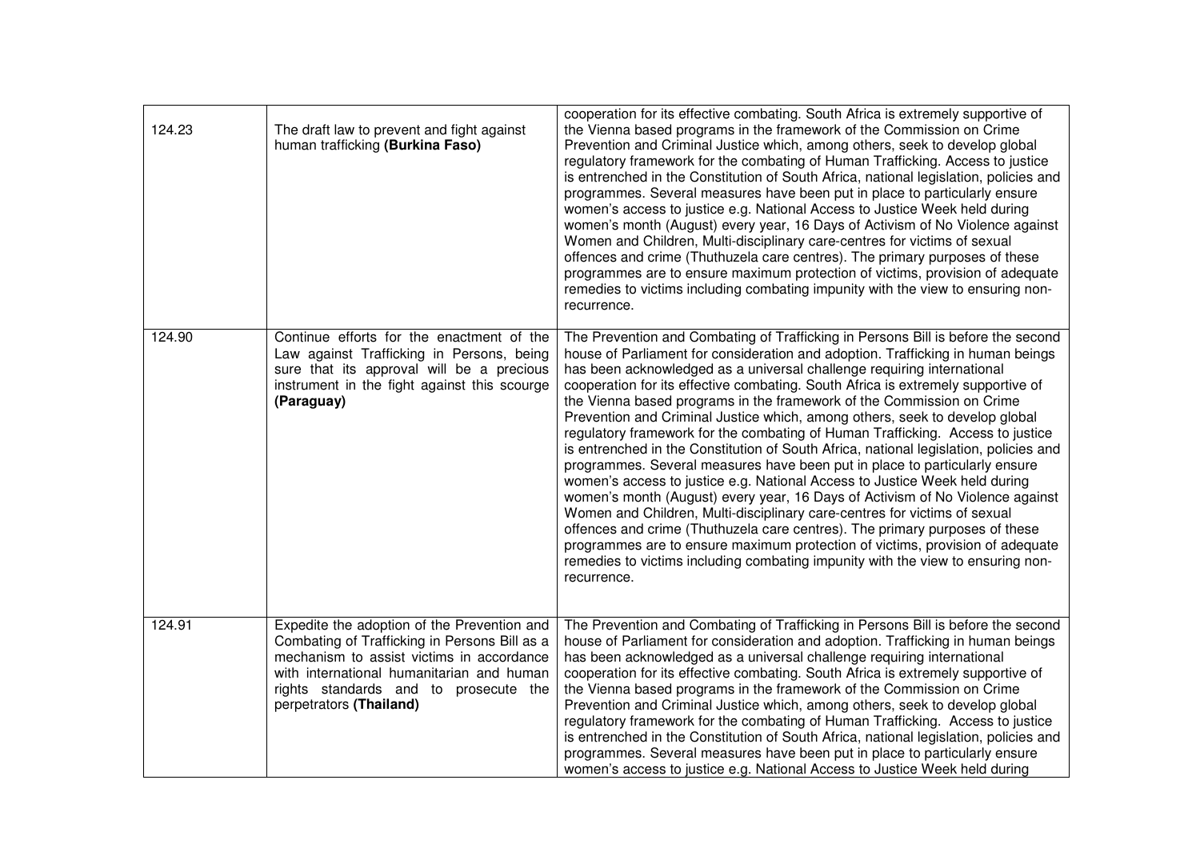| | | |
|---|---|---|
| 124.23 | The draft law to prevent and fight against human trafficking **(Burkina Faso)** | cooperation for its effective combating. South Africa is extremely supportive of the Vienna based programs in the framework of the Commission on Crime Prevention and Criminal Justice which, among others, seek to develop global regulatory framework for the combating of Human Trafficking. Access to justice is entrenched in the Constitution of South Africa, national legislation, policies and programmes. Several measures have been put in place to particularly ensure women's access to justice e.g. National Access to Justice Week held during women's month (August) every year, 16 Days of Activism of No Violence against Women and Children, Multi-disciplinary care-centres for victims of sexual offences and crime (Thuthuzela care centres). The primary purposes of these programmes are to ensure maximum protection of victims, provision of adequate remedies to victims including combating impunity with the view to ensuring non-recurrence. |
| 124.90 | Continue efforts for the enactment of the Law against Trafficking in Persons, being sure that its approval will be a precious instrument in the fight against this scourge **(Paraguay)** | The Prevention and Combating of Trafficking in Persons Bill is before the second house of Parliament for consideration and adoption. Trafficking in human beings has been acknowledged as a universal challenge requiring international cooperation for its effective combating. South Africa is extremely supportive of the Vienna based programs in the framework of the Commission on Crime Prevention and Criminal Justice which, among others, seek to develop global regulatory framework for the combating of Human Trafficking. Access to justice is entrenched in the Constitution of South Africa, national legislation, policies and programmes. Several measures have been put in place to particularly ensure women's access to justice e.g. National Access to Justice Week held during women's month (August) every year, 16 Days of Activism of No Violence against Women and Children, Multi-disciplinary care-centres for victims of sexual offences and crime (Thuthuzela care centres). The primary purposes of these programmes are to ensure maximum protection of victims, provision of adequate remedies to victims including combating impunity with the view to ensuring non-recurrence. |
| 124.91 | Expedite the adoption of the Prevention and Combating of Trafficking in Persons Bill as a mechanism to assist victims in accordance with international humanitarian and human rights standards and to prosecute the perpetrators **(Thailand)** | The Prevention and Combating of Trafficking in Persons Bill is before the second house of Parliament for consideration and adoption. Trafficking in human beings has been acknowledged as a universal challenge requiring international cooperation for its effective combating. South Africa is extremely supportive of the Vienna based programs in the framework of the Commission on Crime Prevention and Criminal Justice which, among others, seek to develop global regulatory framework for the combating of Human Trafficking. Access to justice is entrenched in the Constitution of South Africa, national legislation, policies and programmes. Several measures have been put in place to particularly ensure women's access to justice e.g. National Access to Justice Week held during |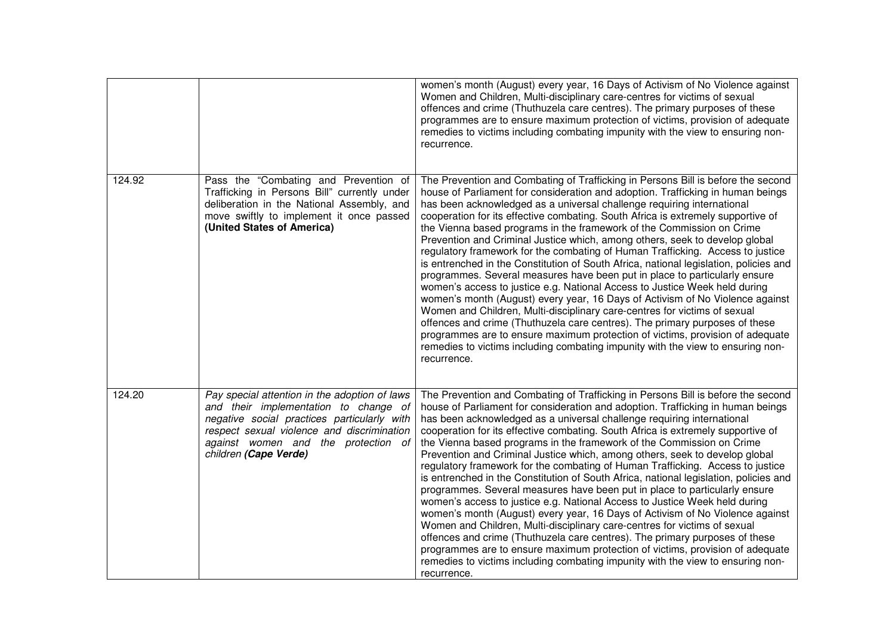| | | |
|---|---|---|
| | | women's month (August) every year, 16 Days of Activism of No Violence against Women and Children, Multi-disciplinary care-centres for victims of sexual offences and crime (Thuthuzela care centres). The primary purposes of these programmes are to ensure maximum protection of victims, provision of adequate remedies to victims including combating impunity with the view to ensuring non-recurrence. |
| 124.92 | Pass the "Combating and Prevention of Trafficking in Persons Bill" currently under deliberation in the National Assembly, and move swiftly to implement it once passed **(United States of America)** | The Prevention and Combating of Trafficking in Persons Bill is before the second house of Parliament for consideration and adoption. Trafficking in human beings has been acknowledged as a universal challenge requiring international cooperation for its effective combating. South Africa is extremely supportive of the Vienna based programs in the framework of the Commission on Crime Prevention and Criminal Justice which, among others, seek to develop global regulatory framework for the combating of Human Trafficking. Access to justice is entrenched in the Constitution of South Africa, national legislation, policies and programmes. Several measures have been put in place to particularly ensure women's access to justice e.g. National Access to Justice Week held during women's month (August) every year, 16 Days of Activism of No Violence against Women and Children, Multi-disciplinary care-centres for victims of sexual offences and crime (Thuthuzela care centres). The primary purposes of these programmes are to ensure maximum protection of victims, provision of adequate remedies to victims including combating impunity with the view to ensuring non-recurrence. |
| 124.20 | *Pay special attention in the adoption of laws and their implementation to change of negative social practices particularly with respect sexual violence and discrimination against women and the protection of children* ***(Cape Verde)*** | The Prevention and Combating of Trafficking in Persons Bill is before the second house of Parliament for consideration and adoption. Trafficking in human beings has been acknowledged as a universal challenge requiring international cooperation for its effective combating. South Africa is extremely supportive of the Vienna based programs in the framework of the Commission on Crime Prevention and Criminal Justice which, among others, seek to develop global regulatory framework for the combating of Human Trafficking. Access to justice is entrenched in the Constitution of South Africa, national legislation, policies and programmes. Several measures have been put in place to particularly ensure women's access to justice e.g. National Access to Justice Week held during women's month (August) every year, 16 Days of Activism of No Violence against Women and Children, Multi-disciplinary care-centres for victims of sexual offences and crime (Thuthuzela care centres). The primary purposes of these programmes are to ensure maximum protection of victims, provision of adequate remedies to victims including combating impunity with the view to ensuring non-recurrence. |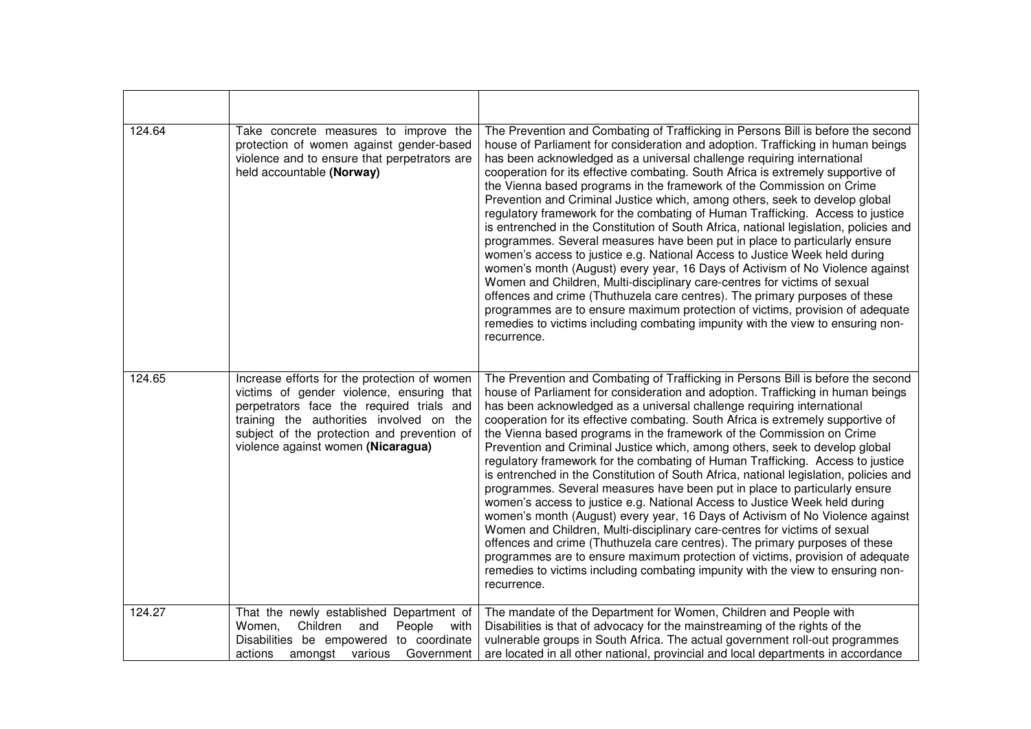| | | |
|---|---|---|
| 124.64 | Take concrete measures to improve the protection of women against gender-based violence and to ensure that perpetrators are held accountable **(Norway)** | The Prevention and Combating of Trafficking in Persons Bill is before the second house of Parliament for consideration and adoption. Trafficking in human beings has been acknowledged as a universal challenge requiring international cooperation for its effective combating. South Africa is extremely supportive of the Vienna based programs in the framework of the Commission on Crime Prevention and Criminal Justice which, among others, seek to develop global regulatory framework for the combating of Human Trafficking. Access to justice is entrenched in the Constitution of South Africa, national legislation, policies and programmes. Several measures have been put in place to particularly ensure women's access to justice e.g. National Access to Justice Week held during women's month (August) every year, 16 Days of Activism of No Violence against Women and Children, Multi-disciplinary care-centres for victims of sexual offences and crime (Thuthuzela care centres). The primary purposes of these programmes are to ensure maximum protection of victims, provision of adequate remedies to victims including combating impunity with the view to ensuring non-recurrence. |
| 124.65 | Increase efforts for the protection of women victims of gender violence, ensuring that perpetrators face the required trials and training the authorities involved on the subject of the protection and prevention of violence against women **(Nicaragua)** | The Prevention and Combating of Trafficking in Persons Bill is before the second house of Parliament for consideration and adoption. Trafficking in human beings has been acknowledged as a universal challenge requiring international cooperation for its effective combating. South Africa is extremely supportive of the Vienna based programs in the framework of the Commission on Crime Prevention and Criminal Justice which, among others, seek to develop global regulatory framework for the combating of Human Trafficking. Access to justice is entrenched in the Constitution of South Africa, national legislation, policies and programmes. Several measures have been put in place to particularly ensure women's access to justice e.g. National Access to Justice Week held during women's month (August) every year, 16 Days of Activism of No Violence against Women and Children, Multi-disciplinary care-centres for victims of sexual offences and crime (Thuthuzela care centres). The primary purposes of these programmes are to ensure maximum protection of victims, provision of adequate remedies to victims including combating impunity with the view to ensuring non-recurrence. |
| 124.27 | That the newly established Department of Women, Children and People with Disabilities be empowered to coordinate actions amongst various Government | The mandate of the Department for Women, Children and People with Disabilities is that of advocacy for the mainstreaming of the rights of the vulnerable groups in South Africa. The actual government roll-out programmes are located in all other national, provincial and local departments in accordance |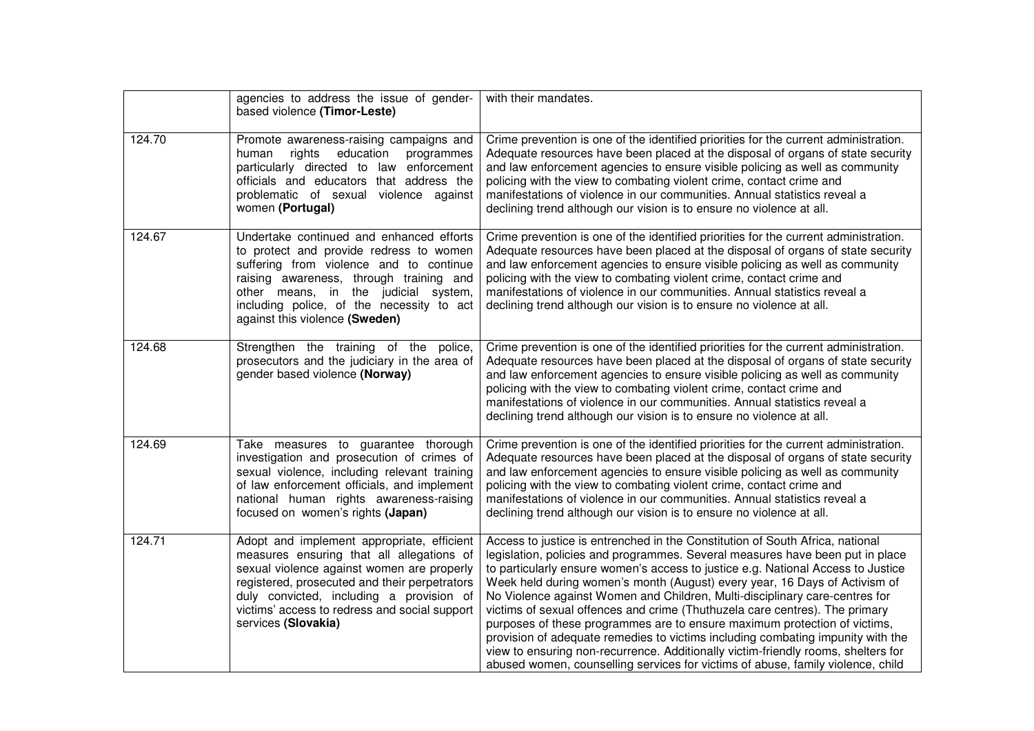| | | |
|---|---|---|
| | agencies to address the issue of gender-based violence **(Timor-Leste)** | with their mandates. |
| 124.70 | Promote awareness-raising campaigns and human rights education programmes particularly directed to law enforcement officials and educators that address the problematic of sexual violence against women **(Portugal)** | Crime prevention is one of the identified priorities for the current administration. Adequate resources have been placed at the disposal of organs of state security and law enforcement agencies to ensure visible policing as well as community policing with the view to combating violent crime, contact crime and manifestations of violence in our communities. Annual statistics reveal a declining trend although our vision is to ensure no violence at all. |
| 124.67 | Undertake continued and enhanced efforts to protect and provide redress to women suffering from violence and to continue raising awareness, through training and other means, in the judicial system, including police, of the necessity to act against this violence **(Sweden)** | Crime prevention is one of the identified priorities for the current administration. Adequate resources have been placed at the disposal of organs of state security and law enforcement agencies to ensure visible policing as well as community policing with the view to combating violent crime, contact crime and manifestations of violence in our communities. Annual statistics reveal a declining trend although our vision is to ensure no violence at all. |
| 124.68 | Strengthen the training of the police, prosecutors and the judiciary in the area of gender based violence **(Norway)** | Crime prevention is one of the identified priorities for the current administration. Adequate resources have been placed at the disposal of organs of state security and law enforcement agencies to ensure visible policing as well as community policing with the view to combating violent crime, contact crime and manifestations of violence in our communities. Annual statistics reveal a declining trend although our vision is to ensure no violence at all. |
| 124.69 | Take measures to guarantee thorough investigation and prosecution of crimes of sexual violence, including relevant training of law enforcement officials, and implement national human rights awareness-raising focused on women's rights **(Japan)** | Crime prevention is one of the identified priorities for the current administration. Adequate resources have been placed at the disposal of organs of state security and law enforcement agencies to ensure visible policing as well as community policing with the view to combating violent crime, contact crime and manifestations of violence in our communities. Annual statistics reveal a declining trend although our vision is to ensure no violence at all. |
| 124.71 | Adopt and implement appropriate, efficient measures ensuring that all allegations of sexual violence against women are properly registered, prosecuted and their perpetrators duly convicted, including a provision of victims' access to redress and social support services **(Slovakia)** | Access to justice is entrenched in the Constitution of South Africa, national legislation, policies and programmes. Several measures have been put in place to particularly ensure women's access to justice e.g. National Access to Justice Week held during women's month (August) every year, 16 Days of Activism of No Violence against Women and Children, Multi-disciplinary care-centres for victims of sexual offences and crime (Thuthuzela care centres). The primary purposes of these programmes are to ensure maximum protection of victims, provision of adequate remedies to victims including combating impunity with the view to ensuring non-recurrence. Additionally victim-friendly rooms, shelters for abused women, counselling services for victims of abuse, family violence, child |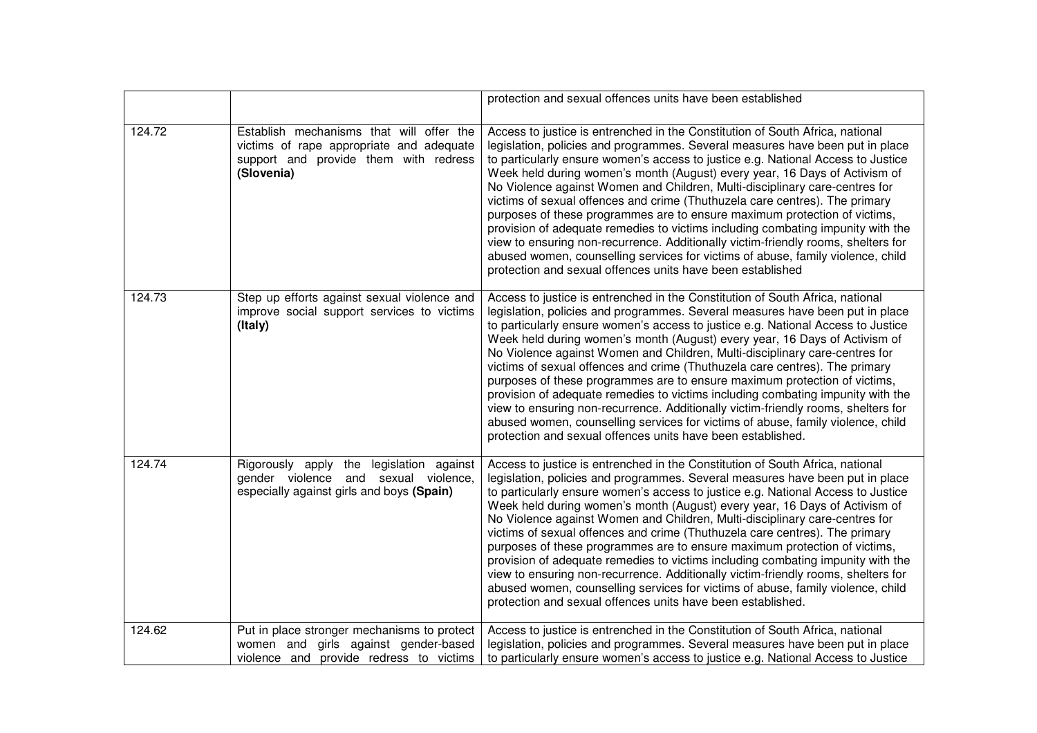| | | |
|---|---|---|
| | | protection and sexual offences units have been established |
| 124.72 | Establish mechanisms that will offer the victims of rape appropriate and adequate support and provide them with redress **(Slovenia)** | Access to justice is entrenched in the Constitution of South Africa, national legislation, policies and programmes. Several measures have been put in place to particularly ensure women's access to justice e.g. National Access to Justice Week held during women's month (August) every year, 16 Days of Activism of No Violence against Women and Children, Multi-disciplinary care-centres for victims of sexual offences and crime (Thuthuzela care centres). The primary purposes of these programmes are to ensure maximum protection of victims, provision of adequate remedies to victims including combating impunity with the view to ensuring non-recurrence. Additionally victim-friendly rooms, shelters for abused women, counselling services for victims of abuse, family violence, child protection and sexual offences units have been established |
| 124.73 | Step up efforts against sexual violence and improve social support services to victims **(Italy)** | Access to justice is entrenched in the Constitution of South Africa, national legislation, policies and programmes. Several measures have been put in place to particularly ensure women's access to justice e.g. National Access to Justice Week held during women's month (August) every year, 16 Days of Activism of No Violence against Women and Children, Multi-disciplinary care-centres for victims of sexual offences and crime (Thuthuzela care centres). The primary purposes of these programmes are to ensure maximum protection of victims, provision of adequate remedies to victims including combating impunity with the view to ensuring non-recurrence. Additionally victim-friendly rooms, shelters for abused women, counselling services for victims of abuse, family violence, child protection and sexual offences units have been established. |
| 124.74 | Rigorously apply the legislation against gender violence and sexual violence, especially against girls and boys **(Spain)** | Access to justice is entrenched in the Constitution of South Africa, national legislation, policies and programmes. Several measures have been put in place to particularly ensure women's access to justice e.g. National Access to Justice Week held during women's month (August) every year, 16 Days of Activism of No Violence against Women and Children, Multi-disciplinary care-centres for victims of sexual offences and crime (Thuthuzela care centres). The primary purposes of these programmes are to ensure maximum protection of victims, provision of adequate remedies to victims including combating impunity with the view to ensuring non-recurrence. Additionally victim-friendly rooms, shelters for abused women, counselling services for victims of abuse, family violence, child protection and sexual offences units have been established. |
| 124.62 | Put in place stronger mechanisms to protect women and girls against gender-based violence and provide redress to victims | Access to justice is entrenched in the Constitution of South Africa, national legislation, policies and programmes. Several measures have been put in place to particularly ensure women's access to justice e.g. National Access to Justice |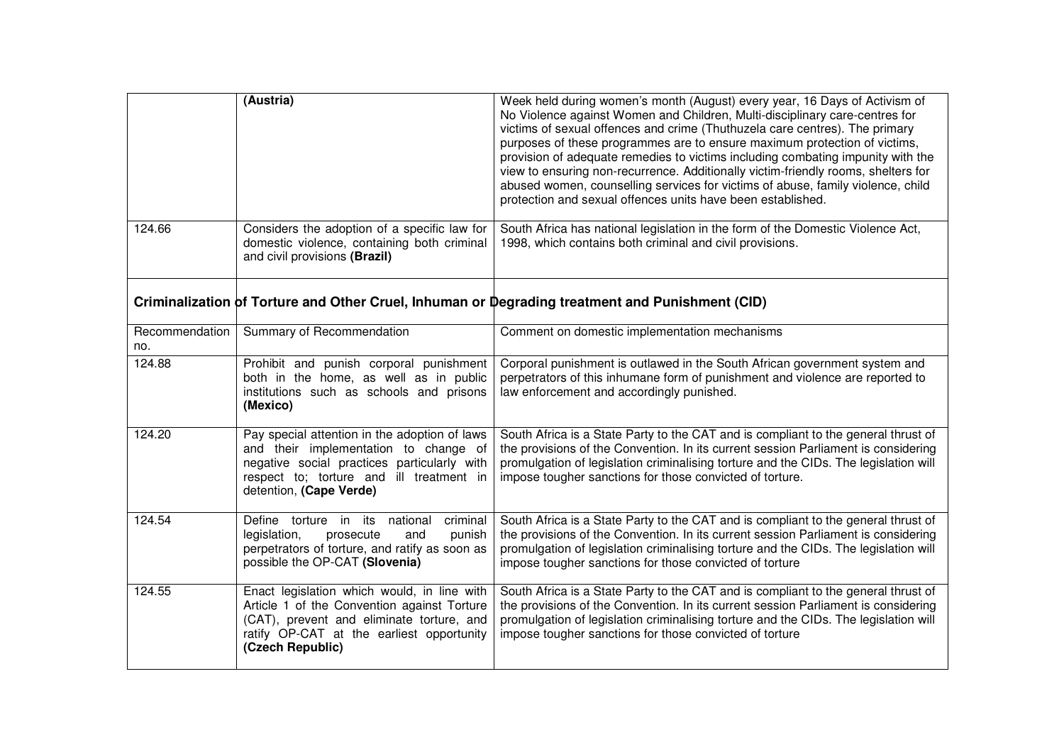| | (Austria) | Week held during women's month (August) every year, 16 Days of Activism of No Violence against Women and Children, Multi-disciplinary care-centres for victims of sexual offences and crime (Thuthuzela care centres). The primary purposes of these programmes are to ensure maximum protection of victims, provision of adequate remedies to victims including combating impunity with the view to ensuring non-recurrence. Additionally victim-friendly rooms, shelters for abused women, counselling services for victims of abuse, family violence, child protection and sexual offences units have been established. |
|---|---|---|
| 124.66 | Considers the adoption of a specific law for domestic violence, containing both criminal and civil provisions **(Brazil)** | South Africa has national legislation in the form of the Domestic Violence Act, 1998, which contains both criminal and civil provisions. |

**Criminalization of Torture and Other Cruel, Inhuman or Degrading treatment and Punishment (CID)**

| Recommendation no. | Summary of Recommendation | Comment on domestic implementation mechanisms |
|---|---|---|
| 124.88 | Prohibit and punish corporal punishment both in the home, as well as in public institutions such as schools and prisons **(Mexico)** | Corporal punishment is outlawed in the South African government system and perpetrators of this inhumane form of punishment and violence are reported to law enforcement and accordingly punished. |
| 124.20 | Pay special attention in the adoption of laws and their implementation to change of negative social practices particularly with respect to; torture and ill treatment in detention, **(Cape Verde)** | South Africa is a State Party to the CAT and is compliant to the general thrust of the provisions of the Convention. In its current session Parliament is considering promulgation of legislation criminalising torture and the CIDs. The legislation will impose tougher sanctions for those convicted of torture. |
| 124.54 | Define torture in its national criminal legislation, prosecute and punish perpetrators of torture, and ratify as soon as possible the OP-CAT **(Slovenia)** | South Africa is a State Party to the CAT and is compliant to the general thrust of the provisions of the Convention. In its current session Parliament is considering promulgation of legislation criminalising torture and the CIDs. The legislation will impose tougher sanctions for those convicted of torture |
| 124.55 | Enact legislation which would, in line with Article 1 of the Convention against Torture (CAT), prevent and eliminate torture, and ratify OP-CAT at the earliest opportunity **(Czech Republic)** | South Africa is a State Party to the CAT and is compliant to the general thrust of the provisions of the Convention. In its current session Parliament is considering promulgation of legislation criminalising torture and the CIDs. The legislation will impose tougher sanctions for those convicted of torture |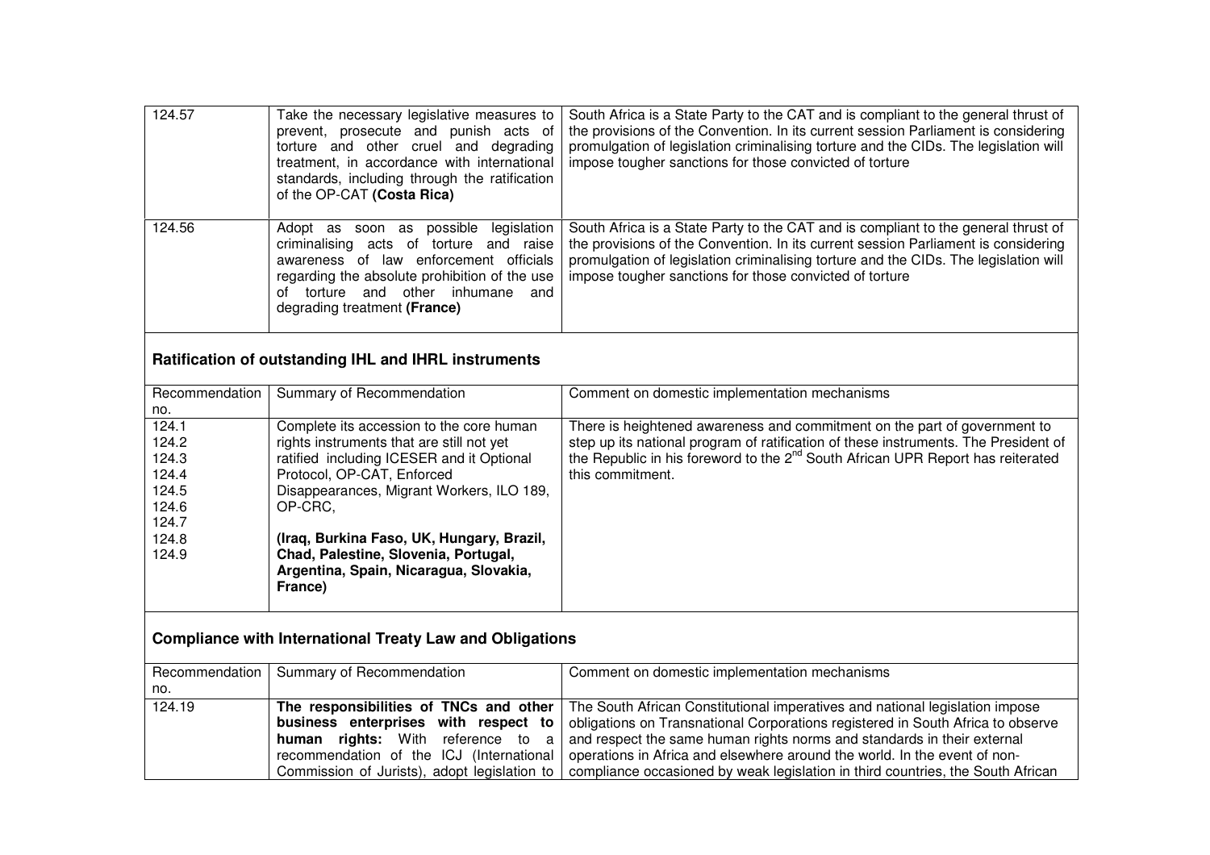| | | |
|---|---|---|
| 124.57 | Take the necessary legislative measures to prevent, prosecute and punish acts of torture and other cruel and degrading treatment, in accordance with international standards, including through the ratification of the OP-CAT **(Costa Rica)** | South Africa is a State Party to the CAT and is compliant to the general thrust of the provisions of the Convention. In its current session Parliament is considering promulgation of legislation criminalising torture and the CIDs. The legislation will impose tougher sanctions for those convicted of torture |
| 124.56 | Adopt as soon as possible legislation criminalising acts of torture and raise awareness of law enforcement officials regarding the absolute prohibition of the use of torture and other inhumane and degrading treatment **(France)** | South Africa is a State Party to the CAT and is compliant to the general thrust of the provisions of the Convention. In its current session Parliament is considering promulgation of legislation criminalising torture and the CIDs. The legislation will impose tougher sanctions for those convicted of torture |

## Ratification of outstanding IHL and IHRL instruments

| Recommendation no. | Summary of Recommendation | Comment on domestic implementation mechanisms |
|---|---|---|
| 124.1<br>124.2<br>124.3<br>124.4<br>124.5<br>124.6<br>124.7<br>124.8<br>124.9 | Complete its accession to the core human rights instruments that are still not yet ratified including ICESER and it Optional Protocol, OP-CAT, Enforced Disappearances, Migrant Workers, ILO 189, OP-CRC,<br><br>**(Iraq, Burkina Faso, UK, Hungary, Brazil, Chad, Palestine, Slovenia, Portugal, Argentina, Spain, Nicaragua, Slovakia, France)** | There is heightened awareness and commitment on the part of government to step up its national program of ratification of these instruments. The President of the Republic in his foreword to the 2nd South African UPR Report has reiterated this commitment. |

## Compliance with International Treaty Law and Obligations

| Recommendation no. | Summary of Recommendation | Comment on domestic implementation mechanisms |
|---|---|---|
| 124.19 | **The responsibilities of TNCs and other business enterprises with respect to human rights:** With reference to a recommendation of the ICJ (International Commission of Jurists), adopt legislation to | The South African Constitutional imperatives and national legislation impose obligations on Transnational Corporations registered in South Africa to observe and respect the same human rights norms and standards in their external operations in Africa and elsewhere around the world. In the event of non-compliance occasioned by weak legislation in third countries, the South African |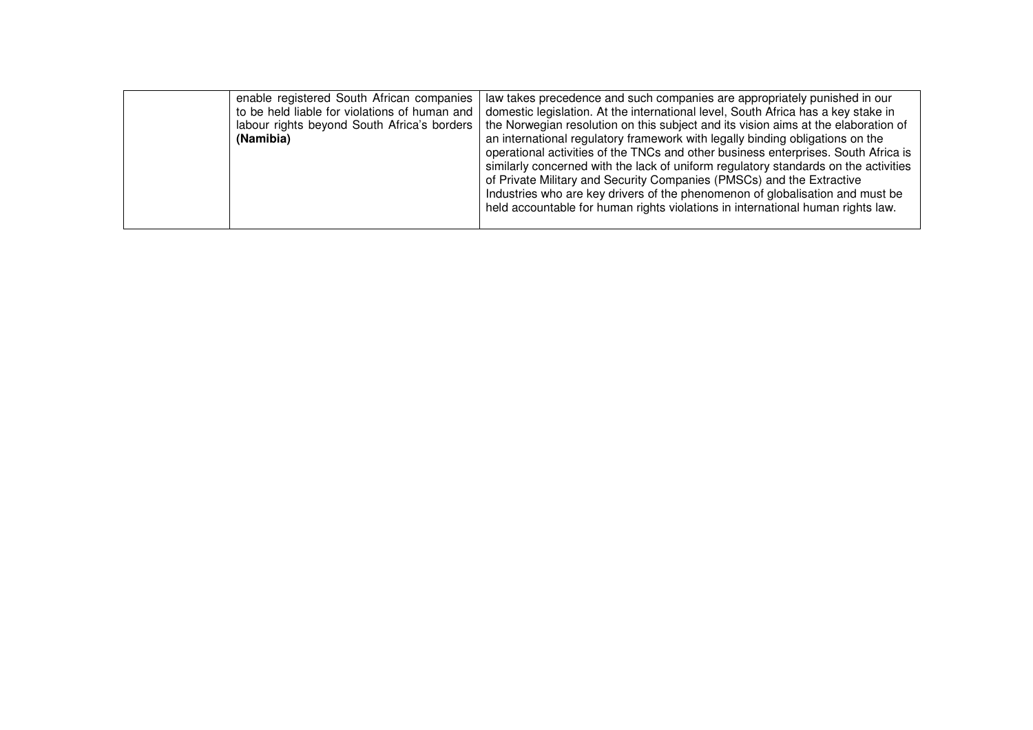| | | |
|---|---|---|
| | enable registered South African companies to be held liable for violations of human and labour rights beyond South Africa's borders **(Namibia)** | law takes precedence and such companies are appropriately punished in our domestic legislation. At the international level, South Africa has a key stake in the Norwegian resolution on this subject and its vision aims at the elaboration of an international regulatory framework with legally binding obligations on the operational activities of the TNCs and other business enterprises. South Africa is similarly concerned with the lack of uniform regulatory standards on the activities of Private Military and Security Companies (PMSCs) and the Extractive Industries who are key drivers of the phenomenon of globalisation and must be held accountable for human rights violations in international human rights law. |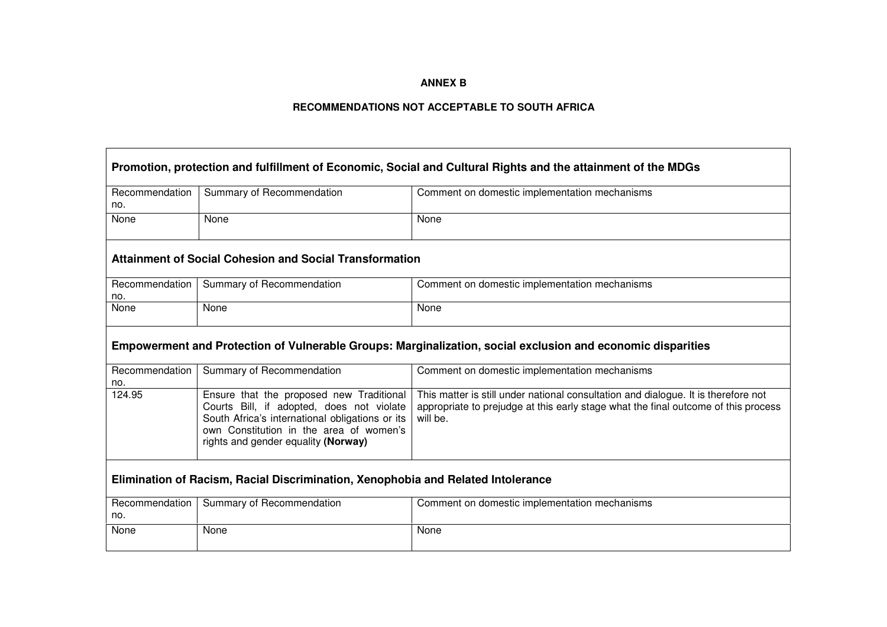**ANNEX B**

**RECOMMENDATIONS NOT ACCEPTABLE TO SOUTH AFRICA**

**Promotion, protection and fulfillment of Economic, Social and Cultural Rights and the attainment of the MDGs**

| Recommendation no. | Summary of Recommendation | Comment on domestic implementation mechanisms |
|---|---|---|
| None | None | None |

**Attainment of Social Cohesion and Social Transformation**

| Recommendation no. | Summary of Recommendation | Comment on domestic implementation mechanisms |
|---|---|---|
| None | None | None |

**Empowerment and Protection of Vulnerable Groups: Marginalization, social exclusion and economic disparities**

| Recommendation no. | Summary of Recommendation | Comment on domestic implementation mechanisms |
|---|---|---|
| 124.95 | Ensure that the proposed new Traditional Courts Bill, if adopted, does not violate South Africa's international obligations or its own Constitution in the area of women's rights and gender equality **(Norway)** | This matter is still under national consultation and dialogue. It is therefore not appropriate to prejudge at this early stage what the final outcome of this process will be. |

**Elimination of Racism, Racial Discrimination, Xenophobia and Related Intolerance**

| Recommendation no. | Summary of Recommendation | Comment on domestic implementation mechanisms |
|---|---|---|
| None | None | None |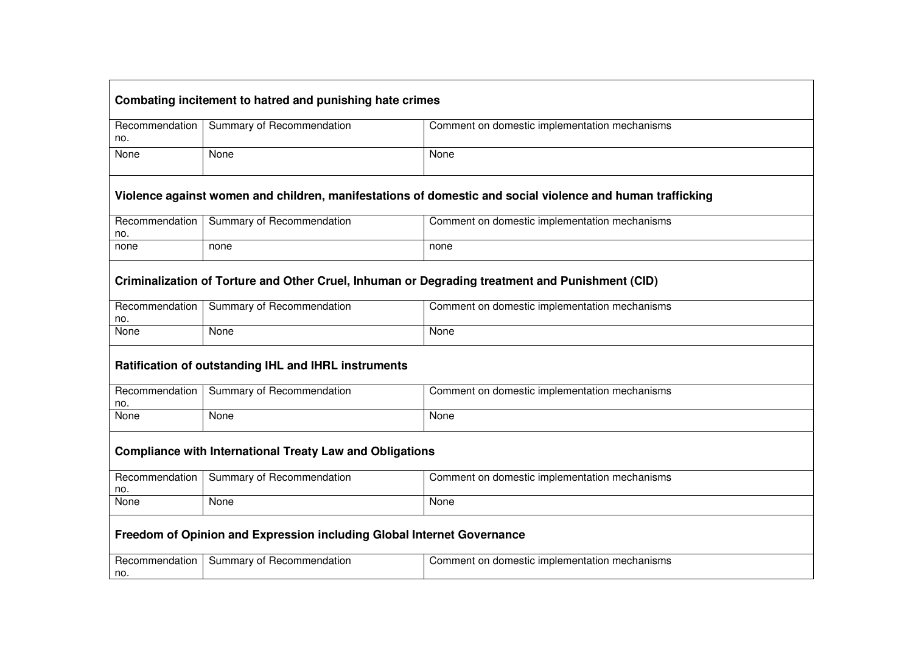**Combating incitement to hatred and punishing hate crimes**

| Recommendation no. | Summary of Recommendation | Comment on domestic implementation mechanisms |
|---|---|---|
| None | None | None |

**Violence against women and children, manifestations of domestic and social violence and human trafficking**

| Recommendation no. | Summary of Recommendation | Comment on domestic implementation mechanisms |
|---|---|---|
| none | none | none |

**Criminalization of Torture and Other Cruel, Inhuman or Degrading treatment and Punishment (CID)**

| Recommendation no. | Summary of Recommendation | Comment on domestic implementation mechanisms |
|---|---|---|
| None | None | None |

**Ratification of outstanding IHL and IHRL instruments**

| Recommendation no. | Summary of Recommendation | Comment on domestic implementation mechanisms |
|---|---|---|
| None | None | None |

**Compliance with International Treaty Law and Obligations**

| Recommendation no. | Summary of Recommendation | Comment on domestic implementation mechanisms |
|---|---|---|
| None | None | None |

**Freedom of Opinion and Expression including Global Internet Governance**

| Recommendation no. | Summary of Recommendation | Comment on domestic implementation mechanisms |
|---|---|---|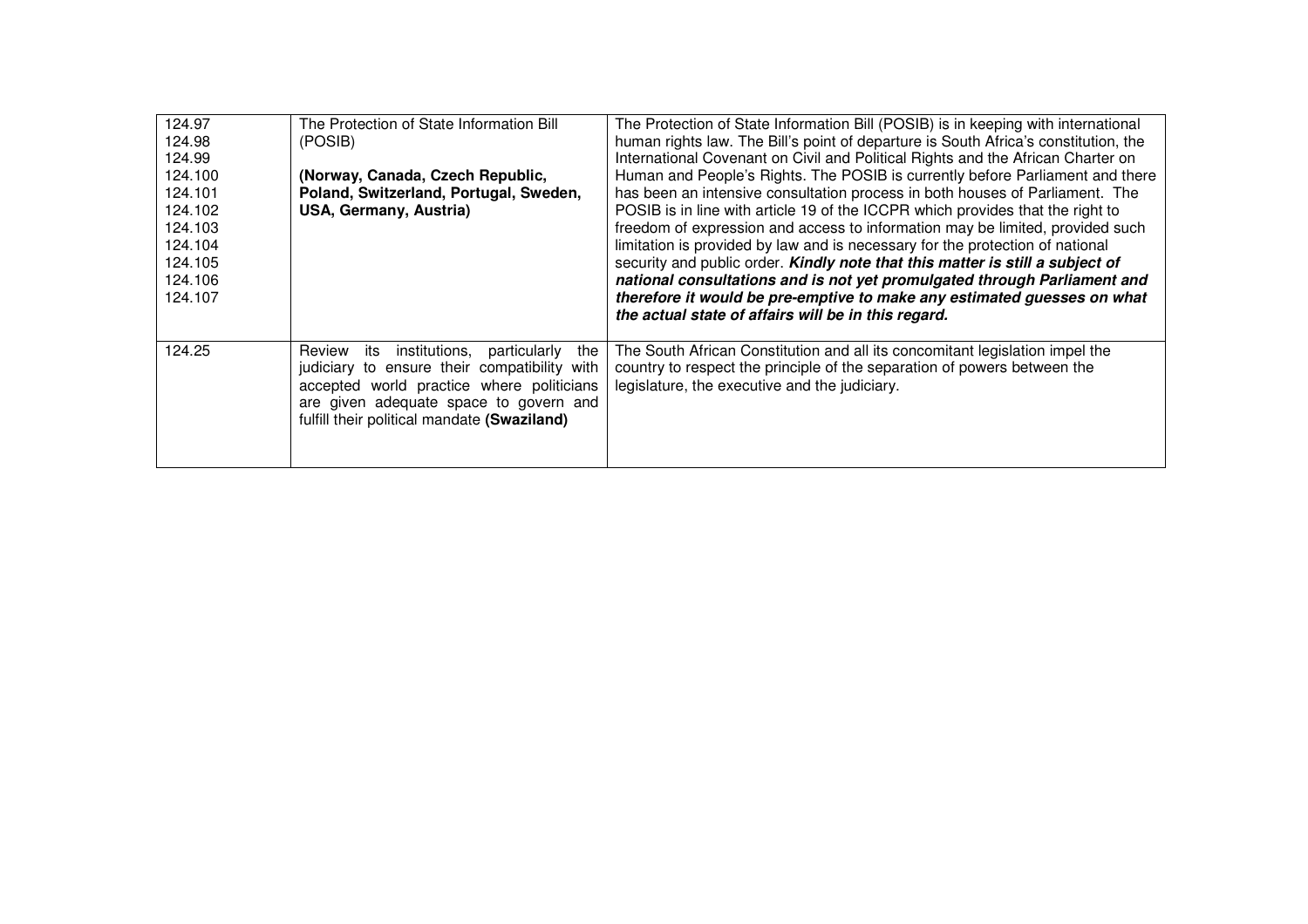| | | |
|---|---|---|
| 124.97<br>124.98<br>124.99<br>124.100<br>124.101<br>124.102<br>124.103<br>124.104<br>124.105<br>124.106<br>124.107 | The Protection of State Information Bill (POSIB)<br><br>**(Norway, Canada, Czech Republic, Poland, Switzerland, Portugal, Sweden, USA, Germany, Austria)** | The Protection of State Information Bill (POSIB) is in keeping with international human rights law. The Bill's point of departure is South Africa's constitution, the International Covenant on Civil and Political Rights and the African Charter on Human and People's Rights. The POSIB is currently before Parliament and there has been an intensive consultation process in both houses of Parliament. The POSIB is in line with article 19 of the ICCPR which provides that the right to freedom of expression and access to information may be limited, provided such limitation is provided by law and is necessary for the protection of national security and public order. ***Kindly note that this matter is still a subject of national consultations and is not yet promulgated through Parliament and therefore it would be pre-emptive to make any estimated guesses on what the actual state of affairs will be in this regard.*** |
| 124.25 | Review its institutions, particularly the judiciary to ensure their compatibility with accepted world practice where politicians are given adequate space to govern and fulfill their political mandate **(Swaziland)** | The South African Constitution and all its concomitant legislation impel the country to respect the principle of the separation of powers between the legislature, the executive and the judiciary. |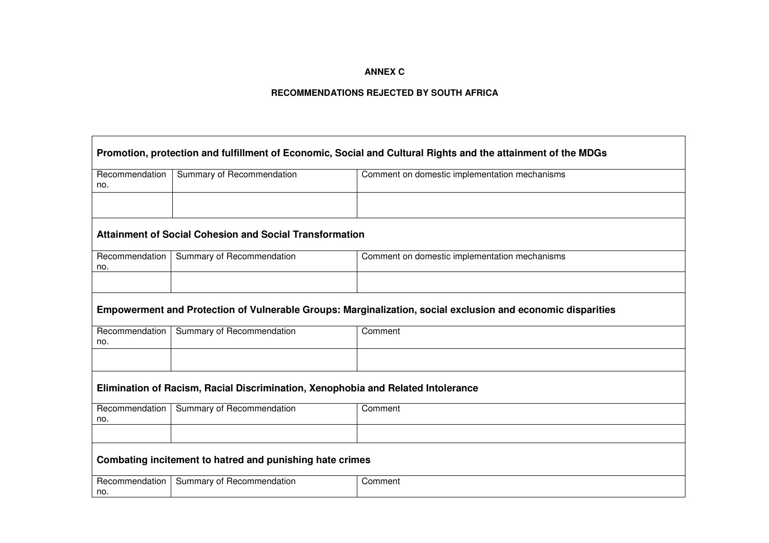**ANNEX C**

**RECOMMENDATIONS REJECTED BY SOUTH AFRICA**

**Promotion, protection and fulfillment of Economic, Social and Cultural Rights and the attainment of the MDGs**

| Recommendation no. | Summary of Recommendation | Comment on domestic implementation mechanisms |
|---|---|---|
| | | |

**Attainment of Social Cohesion and Social Transformation**

| Recommendation no. | Summary of Recommendation | Comment on domestic implementation mechanisms |
|---|---|---|
| | | |

**Empowerment and Protection of Vulnerable Groups: Marginalization, social exclusion and economic disparities**

| Recommendation no. | Summary of Recommendation | Comment |
|---|---|---|
| | | |

**Elimination of Racism, Racial Discrimination, Xenophobia and Related Intolerance**

| Recommendation no. | Summary of Recommendation | Comment |
|---|---|---|
| | | |

**Combating incitement to hatred and punishing hate crimes**

| Recommendation no. | Summary of Recommendation | Comment |
|---|---|---|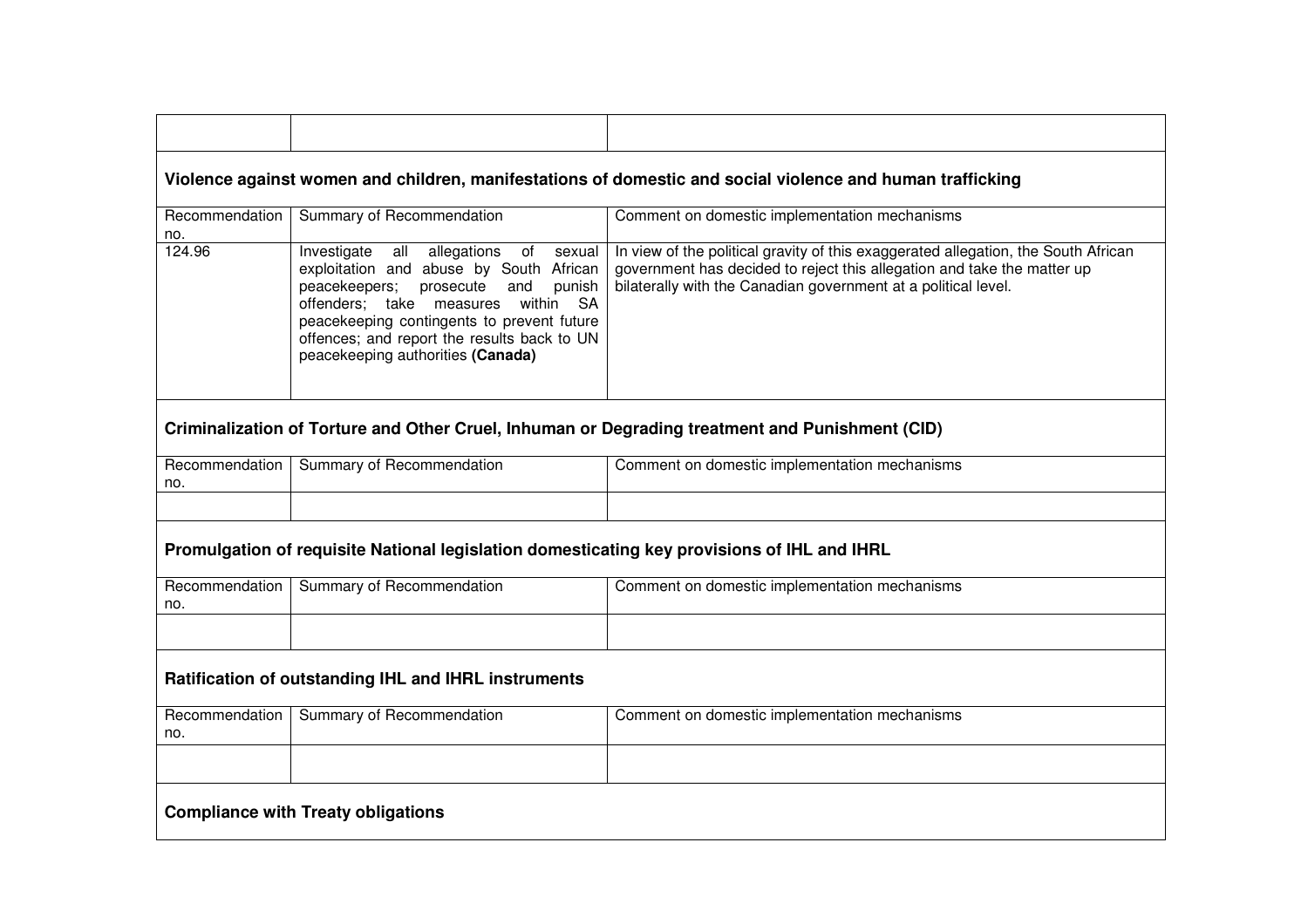| | | |
|---|---|---|
| | | |

### Violence against women and children, manifestations of domestic and social violence and human trafficking

| Recommendation no. | Summary of Recommendation | Comment on domestic implementation mechanisms |
|---|---|---|
| 124.96 | Investigate all allegations of sexual exploitation and abuse by South African peacekeepers; prosecute and punish offenders; take measures within SA peacekeeping contingents to prevent future offences; and report the results back to UN peacekeeping authorities **(Canada)** | In view of the political gravity of this exaggerated allegation, the South African government has decided to reject this allegation and take the matter up bilaterally with the Canadian government at a political level. |

### Criminalization of Torture and Other Cruel, Inhuman or Degrading treatment and Punishment (CID)

| Recommendation no. | Summary of Recommendation | Comment on domestic implementation mechanisms |
|---|---|---|
| | | |

### Promulgation of requisite National legislation domesticating key provisions of IHL and IHRL

| Recommendation no. | Summary of Recommendation | Comment on domestic implementation mechanisms |
|---|---|---|
| | | |

### Ratification of outstanding IHL and IHRL instruments

| Recommendation no. | Summary of Recommendation | Comment on domestic implementation mechanisms |
|---|---|---|
| | | |

### Compliance with Treaty obligations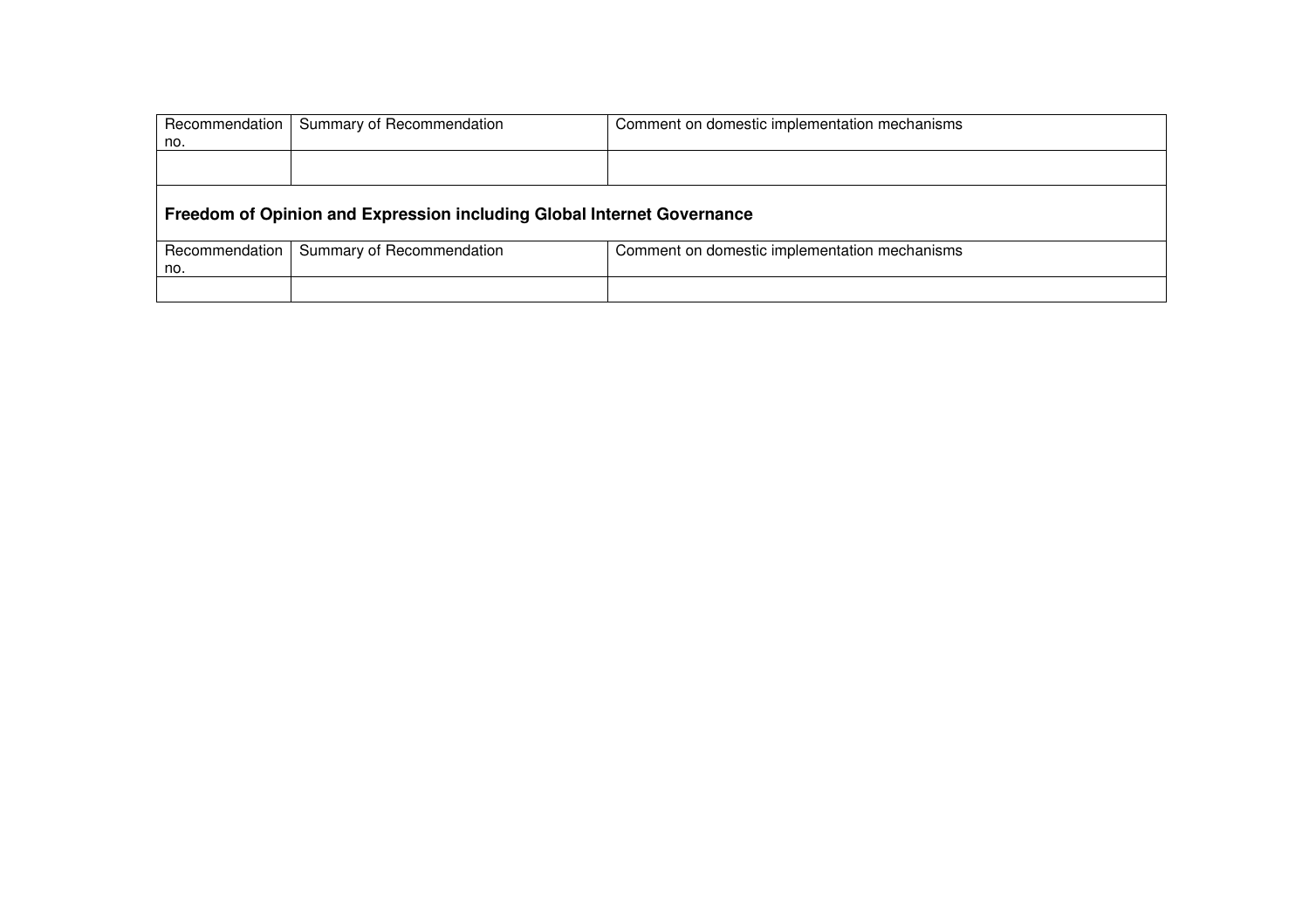| Recommendation no. | Summary of Recommendation | Comment on domestic implementation mechanisms |
| --- | --- | --- |
| | | |

**Freedom of Opinion and Expression including Global Internet Governance**

| Recommendation no. | Summary of Recommendation | Comment on domestic implementation mechanisms |
| --- | --- | --- |
| | | |